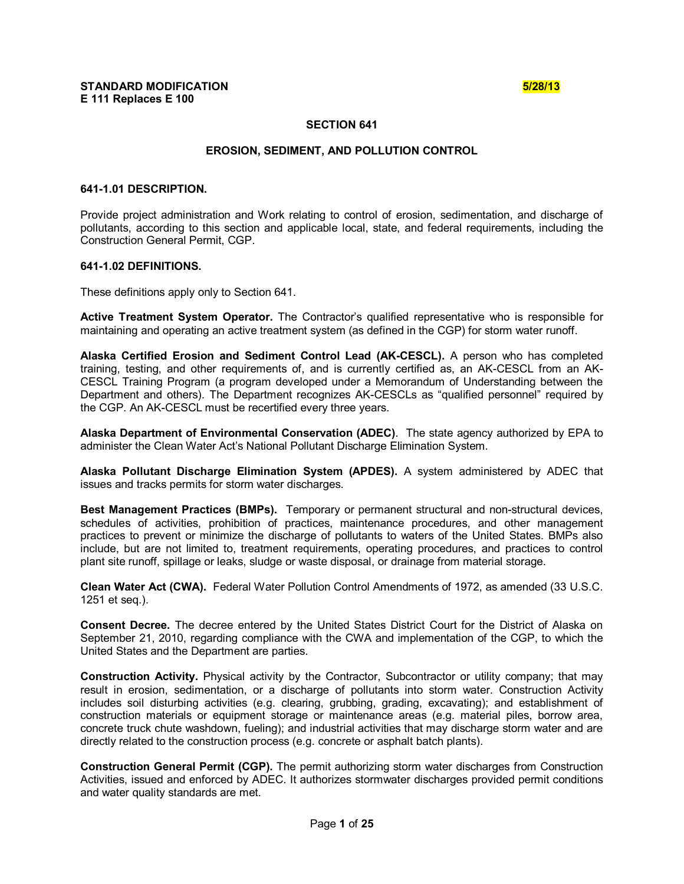**STANDARD MODIFICATION** **5/28/13**
**E 111 Replaces E 100**

# SECTION 641

## EROSION, SEDIMENT, AND POLLUTION CONTROL

### 641-1.01 DESCRIPTION.

Provide project administration and Work relating to control of erosion, sedimentation, and discharge of pollutants, according to this section and applicable local, state, and federal requirements, including the Construction General Permit, CGP.

### 641-1.02 DEFINITIONS.

These definitions apply only to Section 641.

**Active Treatment System Operator.** The Contractor's qualified representative who is responsible for maintaining and operating an active treatment system (as defined in the CGP) for storm water runoff.

**Alaska Certified Erosion and Sediment Control Lead (AK-CESCL).** A person who has completed training, testing, and other requirements of, and is currently certified as, an AK-CESCL from an AK-CESCL Training Program (a program developed under a Memorandum of Understanding between the Department and others). The Department recognizes AK-CESCLs as "qualified personnel" required by the CGP. An AK-CESCL must be recertified every three years.

**Alaska Department of Environmental Conservation (ADEC)**. The state agency authorized by EPA to administer the Clean Water Act's National Pollutant Discharge Elimination System.

**Alaska Pollutant Discharge Elimination System (APDES).** A system administered by ADEC that issues and tracks permits for storm water discharges.

**Best Management Practices (BMPs).** Temporary or permanent structural and non-structural devices, schedules of activities, prohibition of practices, maintenance procedures, and other management practices to prevent or minimize the discharge of pollutants to waters of the United States. BMPs also include, but are not limited to, treatment requirements, operating procedures, and practices to control plant site runoff, spillage or leaks, sludge or waste disposal, or drainage from material storage.

**Clean Water Act (CWA).** Federal Water Pollution Control Amendments of 1972, as amended (33 U.S.C. 1251 et seq.).

**Consent Decree.** The decree entered by the United States District Court for the District of Alaska on September 21, 2010, regarding compliance with the CWA and implementation of the CGP, to which the United States and the Department are parties.

**Construction Activity.** Physical activity by the Contractor, Subcontractor or utility company; that may result in erosion, sedimentation, or a discharge of pollutants into storm water. Construction Activity includes soil disturbing activities (e.g. clearing, grubbing, grading, excavating); and establishment of construction materials or equipment storage or maintenance areas (e.g. material piles, borrow area, concrete truck chute washdown, fueling); and industrial activities that may discharge storm water and are directly related to the construction process (e.g. concrete or asphalt batch plants).

**Construction General Permit (CGP).** The permit authorizing storm water discharges from Construction Activities, issued and enforced by ADEC. It authorizes stormwater discharges provided permit conditions and water quality standards are met.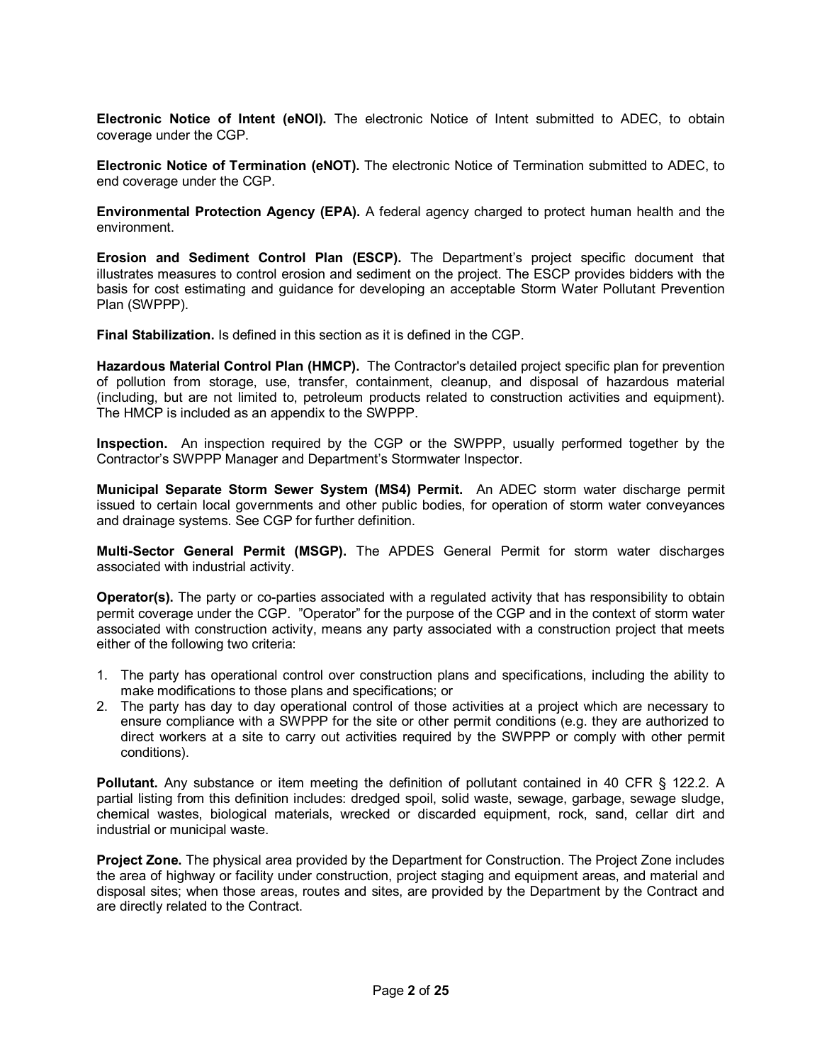**Electronic Notice of Intent (eNOI).** The electronic Notice of Intent submitted to ADEC, to obtain coverage under the CGP.

**Electronic Notice of Termination (eNOT).** The electronic Notice of Termination submitted to ADEC, to end coverage under the CGP.

**Environmental Protection Agency (EPA).** A federal agency charged to protect human health and the environment.

**Erosion and Sediment Control Plan (ESCP).** The Department's project specific document that illustrates measures to control erosion and sediment on the project. The ESCP provides bidders with the basis for cost estimating and guidance for developing an acceptable Storm Water Pollutant Prevention Plan (SWPPP).

**Final Stabilization.** Is defined in this section as it is defined in the CGP.

**Hazardous Material Control Plan (HMCP).** The Contractor's detailed project specific plan for prevention of pollution from storage, use, transfer, containment, cleanup, and disposal of hazardous material (including, but are not limited to, petroleum products related to construction activities and equipment). The HMCP is included as an appendix to the SWPPP.

**Inspection.** An inspection required by the CGP or the SWPPP, usually performed together by the Contractor's SWPPP Manager and Department's Stormwater Inspector.

**Municipal Separate Storm Sewer System (MS4) Permit.** An ADEC storm water discharge permit issued to certain local governments and other public bodies, for operation of storm water conveyances and drainage systems. See CGP for further definition.

**Multi-Sector General Permit (MSGP).** The APDES General Permit for storm water discharges associated with industrial activity.

**Operator(s).** The party or co-parties associated with a regulated activity that has responsibility to obtain permit coverage under the CGP. "Operator" for the purpose of the CGP and in the context of storm water associated with construction activity, means any party associated with a construction project that meets either of the following two criteria:

1. The party has operational control over construction plans and specifications, including the ability to make modifications to those plans and specifications; or
2. The party has day to day operational control of those activities at a project which are necessary to ensure compliance with a SWPPP for the site or other permit conditions (e.g. they are authorized to direct workers at a site to carry out activities required by the SWPPP or comply with other permit conditions).

**Pollutant.** Any substance or item meeting the definition of pollutant contained in 40 CFR § 122.2. A partial listing from this definition includes: dredged spoil, solid waste, sewage, garbage, sewage sludge, chemical wastes, biological materials, wrecked or discarded equipment, rock, sand, cellar dirt and industrial or municipal waste.

**Project Zone.** The physical area provided by the Department for Construction. The Project Zone includes the area of highway or facility under construction, project staging and equipment areas, and material and disposal sites; when those areas, routes and sites, are provided by the Department by the Contract and are directly related to the Contract.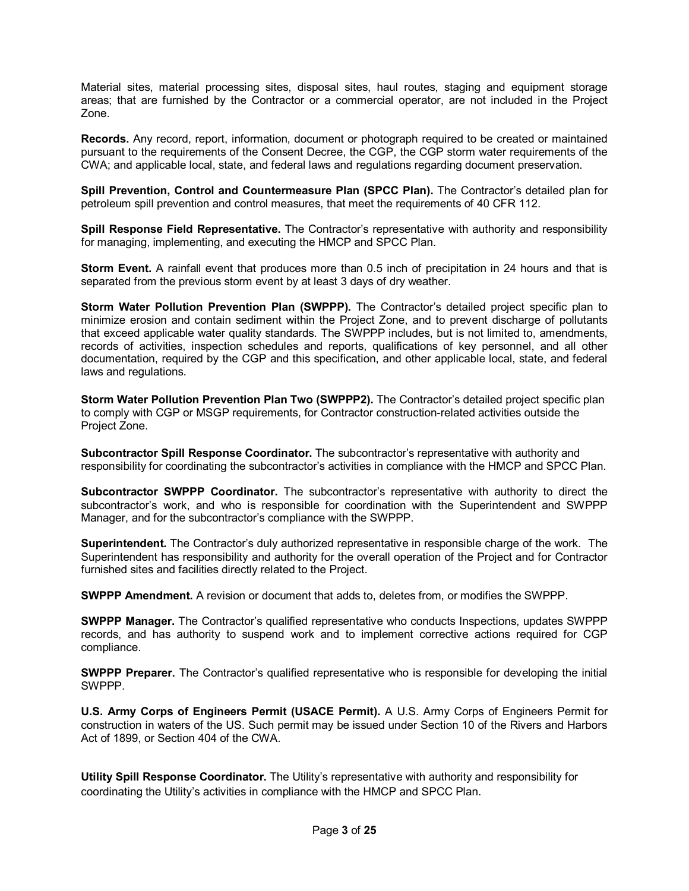Material sites, material processing sites, disposal sites, haul routes, staging and equipment storage areas; that are furnished by the Contractor or a commercial operator, are not included in the Project Zone.

**Records.** Any record, report, information, document or photograph required to be created or maintained pursuant to the requirements of the Consent Decree, the CGP, the CGP storm water requirements of the CWA; and applicable local, state, and federal laws and regulations regarding document preservation.

**Spill Prevention, Control and Countermeasure Plan (SPCC Plan).** The Contractor's detailed plan for petroleum spill prevention and control measures, that meet the requirements of 40 CFR 112.

**Spill Response Field Representative.** The Contractor's representative with authority and responsibility for managing, implementing, and executing the HMCP and SPCC Plan.

**Storm Event.** A rainfall event that produces more than 0.5 inch of precipitation in 24 hours and that is separated from the previous storm event by at least 3 days of dry weather.

**Storm Water Pollution Prevention Plan (SWPPP).** The Contractor's detailed project specific plan to minimize erosion and contain sediment within the Project Zone, and to prevent discharge of pollutants that exceed applicable water quality standards. The SWPPP includes, but is not limited to, amendments, records of activities, inspection schedules and reports, qualifications of key personnel, and all other documentation, required by the CGP and this specification, and other applicable local, state, and federal laws and regulations.

**Storm Water Pollution Prevention Plan Two (SWPPP2).** The Contractor's detailed project specific plan to comply with CGP or MSGP requirements, for Contractor construction-related activities outside the Project Zone.

**Subcontractor Spill Response Coordinator.** The subcontractor's representative with authority and responsibility for coordinating the subcontractor's activities in compliance with the HMCP and SPCC Plan.

**Subcontractor SWPPP Coordinator.** The subcontractor's representative with authority to direct the subcontractor's work, and who is responsible for coordination with the Superintendent and SWPPP Manager, and for the subcontractor's compliance with the SWPPP.

**Superintendent.** The Contractor's duly authorized representative in responsible charge of the work. The Superintendent has responsibility and authority for the overall operation of the Project and for Contractor furnished sites and facilities directly related to the Project.

**SWPPP Amendment.** A revision or document that adds to, deletes from, or modifies the SWPPP.

**SWPPP Manager.** The Contractor's qualified representative who conducts Inspections, updates SWPPP records, and has authority to suspend work and to implement corrective actions required for CGP compliance.

**SWPPP Preparer.** The Contractor's qualified representative who is responsible for developing the initial SWPPP.

**U.S. Army Corps of Engineers Permit (USACE Permit).** A U.S. Army Corps of Engineers Permit for construction in waters of the US. Such permit may be issued under Section 10 of the Rivers and Harbors Act of 1899, or Section 404 of the CWA.

**Utility Spill Response Coordinator.** The Utility's representative with authority and responsibility for coordinating the Utility's activities in compliance with the HMCP and SPCC Plan.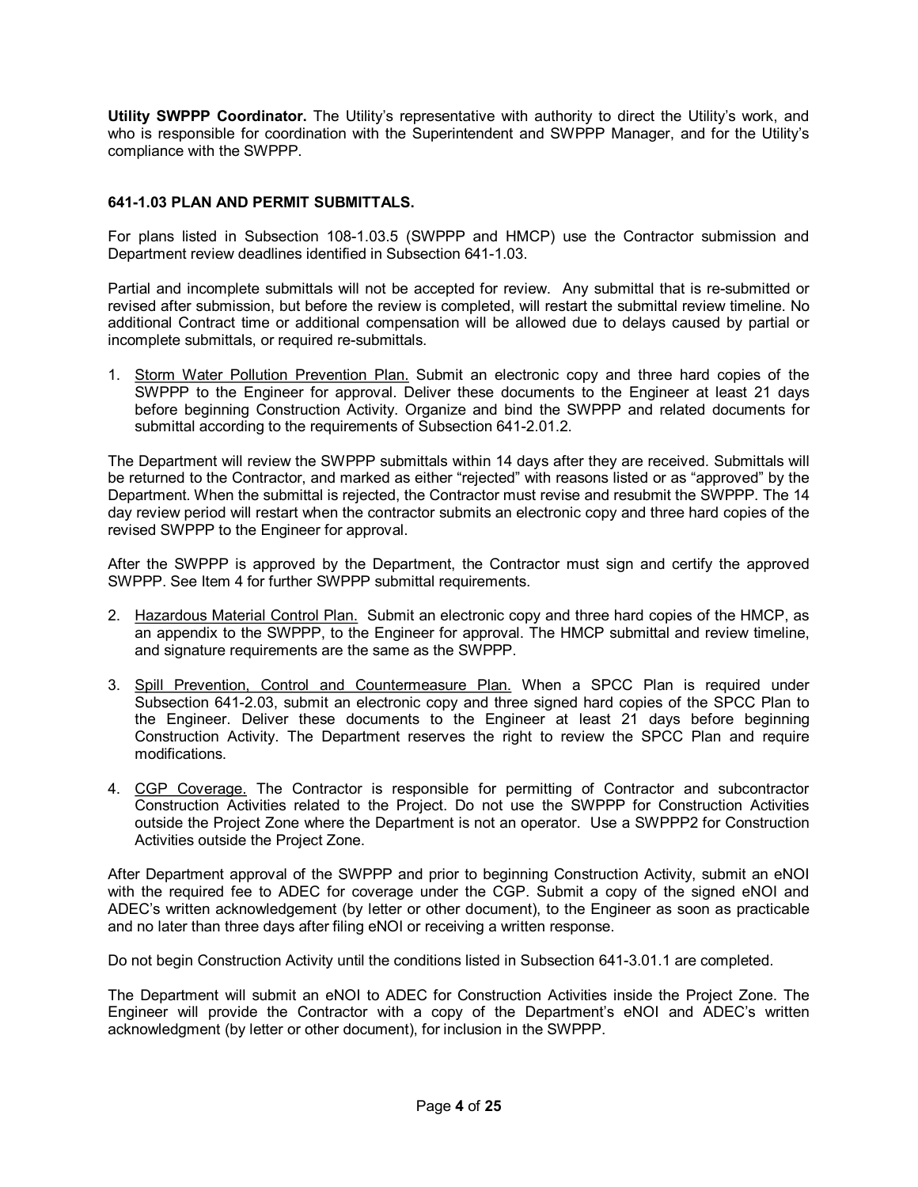**Utility SWPPP Coordinator.** The Utility's representative with authority to direct the Utility's work, and who is responsible for coordination with the Superintendent and SWPPP Manager, and for the Utility's compliance with the SWPPP.

### 641-1.03 PLAN AND PERMIT SUBMITTALS.

For plans listed in Subsection 108-1.03.5 (SWPPP and HMCP) use the Contractor submission and Department review deadlines identified in Subsection 641-1.03.

Partial and incomplete submittals will not be accepted for review. Any submittal that is re-submitted or revised after submission, but before the review is completed, will restart the submittal review timeline. No additional Contract time or additional compensation will be allowed due to delays caused by partial or incomplete submittals, or required re-submittals.

1. Storm Water Pollution Prevention Plan. Submit an electronic copy and three hard copies of the SWPPP to the Engineer for approval. Deliver these documents to the Engineer at least 21 days before beginning Construction Activity. Organize and bind the SWPPP and related documents for submittal according to the requirements of Subsection 641-2.01.2.

The Department will review the SWPPP submittals within 14 days after they are received. Submittals will be returned to the Contractor, and marked as either "rejected" with reasons listed or as "approved" by the Department. When the submittal is rejected, the Contractor must revise and resubmit the SWPPP. The 14 day review period will restart when the contractor submits an electronic copy and three hard copies of the revised SWPPP to the Engineer for approval.

After the SWPPP is approved by the Department, the Contractor must sign and certify the approved SWPPP. See Item 4 for further SWPPP submittal requirements.

2. Hazardous Material Control Plan. Submit an electronic copy and three hard copies of the HMCP, as an appendix to the SWPPP, to the Engineer for approval. The HMCP submittal and review timeline, and signature requirements are the same as the SWPPP.

3. Spill Prevention, Control and Countermeasure Plan. When a SPCC Plan is required under Subsection 641-2.03, submit an electronic copy and three signed hard copies of the SPCC Plan to the Engineer. Deliver these documents to the Engineer at least 21 days before beginning Construction Activity. The Department reserves the right to review the SPCC Plan and require modifications.

4. CGP Coverage. The Contractor is responsible for permitting of Contractor and subcontractor Construction Activities related to the Project. Do not use the SWPPP for Construction Activities outside the Project Zone where the Department is not an operator. Use a SWPPP2 for Construction Activities outside the Project Zone.

After Department approval of the SWPPP and prior to beginning Construction Activity, submit an eNOI with the required fee to ADEC for coverage under the CGP. Submit a copy of the signed eNOI and ADEC's written acknowledgement (by letter or other document), to the Engineer as soon as practicable and no later than three days after filing eNOI or receiving a written response.

Do not begin Construction Activity until the conditions listed in Subsection 641-3.01.1 are completed.

The Department will submit an eNOI to ADEC for Construction Activities inside the Project Zone. The Engineer will provide the Contractor with a copy of the Department's eNOI and ADEC's written acknowledgment (by letter or other document), for inclusion in the SWPPP.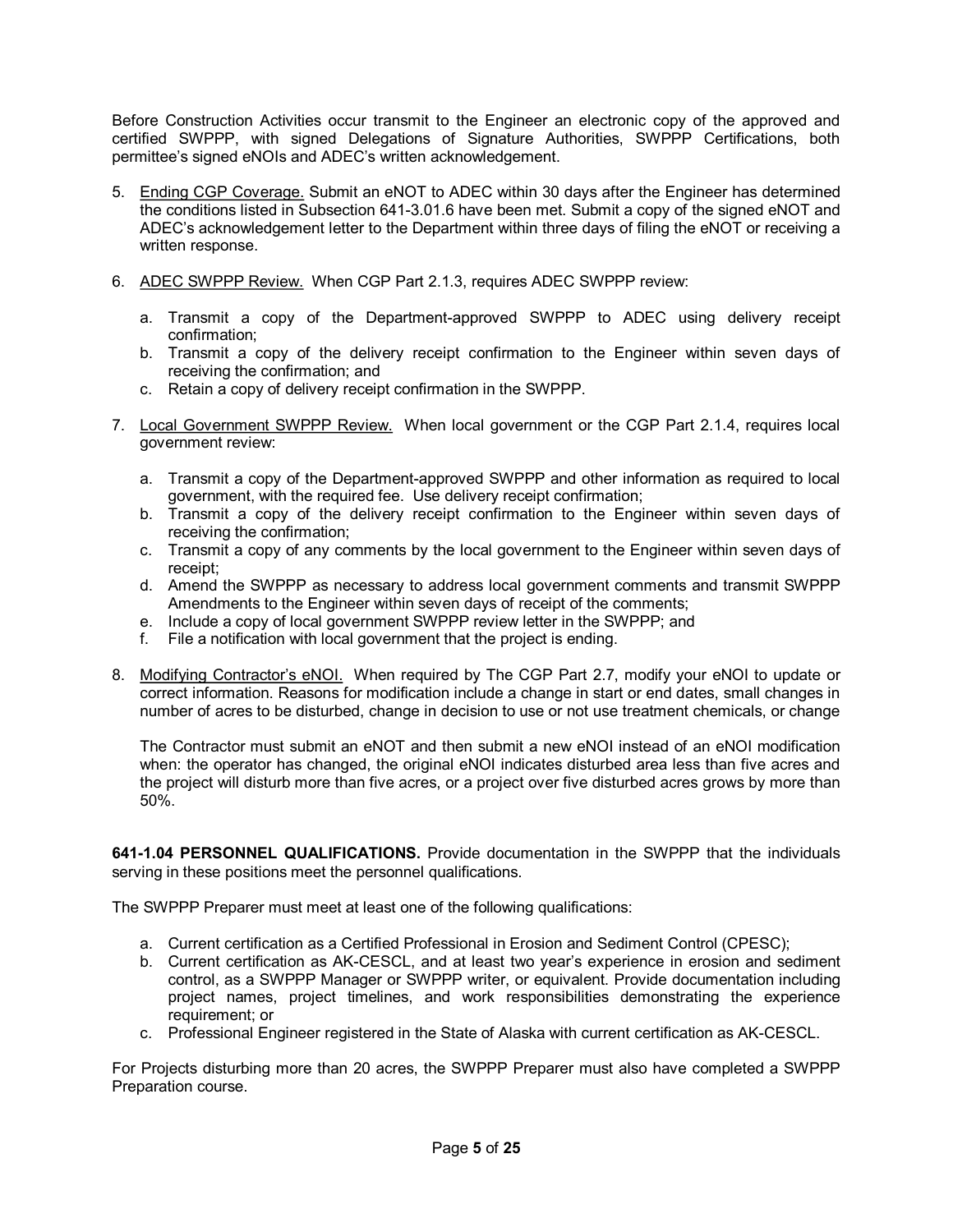Before Construction Activities occur transmit to the Engineer an electronic copy of the approved and certified SWPPP, with signed Delegations of Signature Authorities, SWPPP Certifications, both permittee's signed eNOIs and ADEC's written acknowledgement.

5. Ending CGP Coverage. Submit an eNOT to ADEC within 30 days after the Engineer has determined the conditions listed in Subsection 641-3.01.6 have been met. Submit a copy of the signed eNOT and ADEC's acknowledgement letter to the Department within three days of filing the eNOT or receiving a written response.

6. ADEC SWPPP Review. When CGP Part 2.1.3, requires ADEC SWPPP review:

   a. Transmit a copy of the Department-approved SWPPP to ADEC using delivery receipt confirmation;
   b. Transmit a copy of the delivery receipt confirmation to the Engineer within seven days of receiving the confirmation; and
   c. Retain a copy of delivery receipt confirmation in the SWPPP.

7. Local Government SWPPP Review. When local government or the CGP Part 2.1.4, requires local government review:

   a. Transmit a copy of the Department-approved SWPPP and other information as required to local government, with the required fee. Use delivery receipt confirmation;
   b. Transmit a copy of the delivery receipt confirmation to the Engineer within seven days of receiving the confirmation;
   c. Transmit a copy of any comments by the local government to the Engineer within seven days of receipt;
   d. Amend the SWPPP as necessary to address local government comments and transmit SWPPP Amendments to the Engineer within seven days of receipt of the comments;
   e. Include a copy of local government SWPPP review letter in the SWPPP; and
   f. File a notification with local government that the project is ending.

8. Modifying Contractor's eNOI. When required by The CGP Part 2.7, modify your eNOI to update or correct information. Reasons for modification include a change in start or end dates, small changes in number of acres to be disturbed, change in decision to use or not use treatment chemicals, or change

   The Contractor must submit an eNOT and then submit a new eNOI instead of an eNOI modification when: the operator has changed, the original eNOI indicates disturbed area less than five acres and the project will disturb more than five acres, or a project over five disturbed acres grows by more than 50%.

**641-1.04 PERSONNEL QUALIFICATIONS.** Provide documentation in the SWPPP that the individuals serving in these positions meet the personnel qualifications.

The SWPPP Preparer must meet at least one of the following qualifications:

a. Current certification as a Certified Professional in Erosion and Sediment Control (CPESC);
b. Current certification as AK-CESCL, and at least two year's experience in erosion and sediment control, as a SWPPP Manager or SWPPP writer, or equivalent. Provide documentation including project names, project timelines, and work responsibilities demonstrating the experience requirement; or
c. Professional Engineer registered in the State of Alaska with current certification as AK-CESCL.

For Projects disturbing more than 20 acres, the SWPPP Preparer must also have completed a SWPPP Preparation course.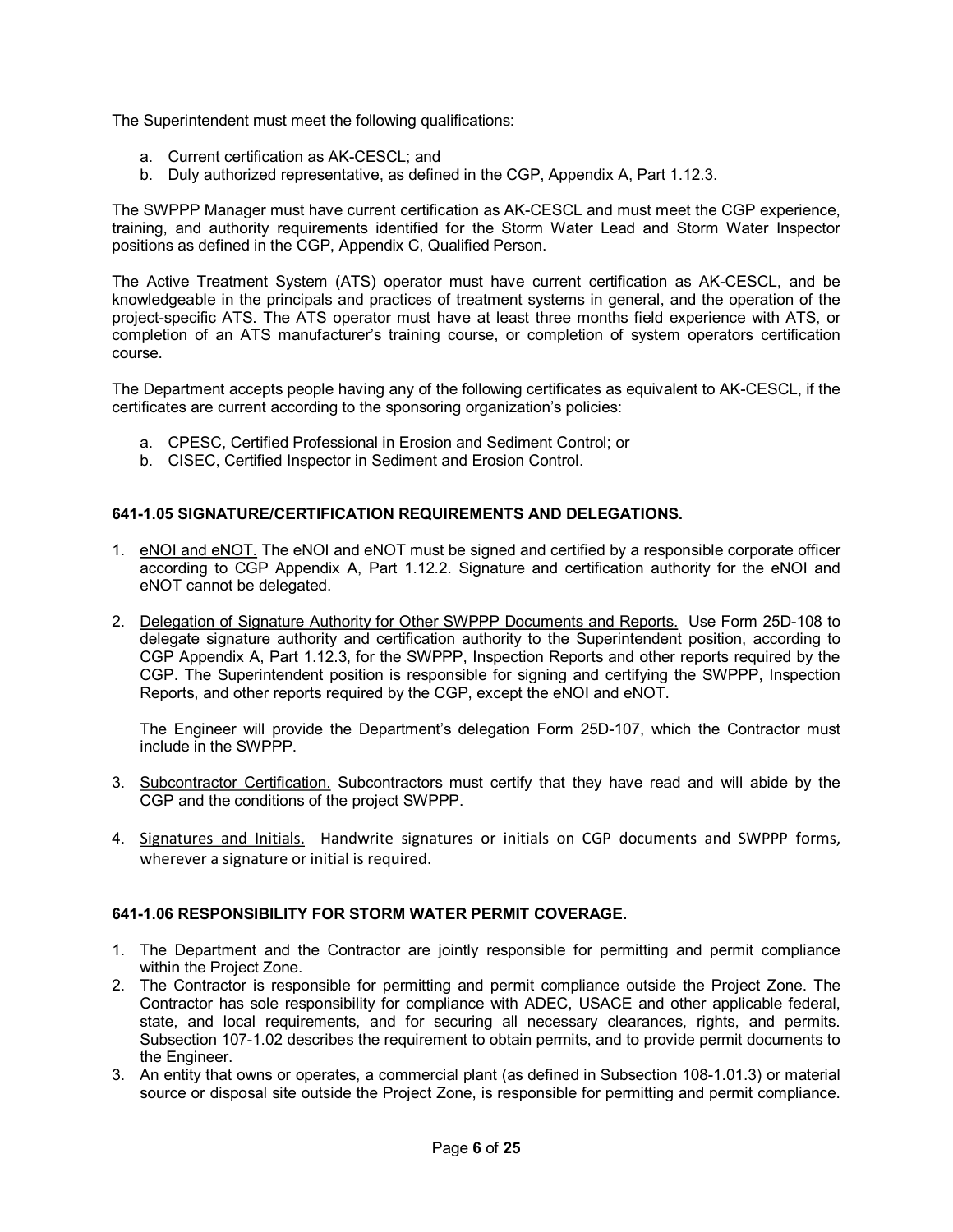The Superintendent must meet the following qualifications:

a. Current certification as AK-CESCL; and
b. Duly authorized representative, as defined in the CGP, Appendix A, Part 1.12.3.

The SWPPP Manager must have current certification as AK-CESCL and must meet the CGP experience, training, and authority requirements identified for the Storm Water Lead and Storm Water Inspector positions as defined in the CGP, Appendix C, Qualified Person.

The Active Treatment System (ATS) operator must have current certification as AK-CESCL, and be knowledgeable in the principals and practices of treatment systems in general, and the operation of the project-specific ATS. The ATS operator must have at least three months field experience with ATS, or completion of an ATS manufacturer's training course, or completion of system operators certification course.

The Department accepts people having any of the following certificates as equivalent to AK-CESCL, if the certificates are current according to the sponsoring organization's policies:

a. CPESC, Certified Professional in Erosion and Sediment Control; or
b. CISEC, Certified Inspector in Sediment and Erosion Control.

### 641-1.05 SIGNATURE/CERTIFICATION REQUIREMENTS AND DELEGATIONS.

1. <u>eNOI and eNOT.</u> The eNOI and eNOT must be signed and certified by a responsible corporate officer according to CGP Appendix A, Part 1.12.2. Signature and certification authority for the eNOI and eNOT cannot be delegated.

2. <u>Delegation of Signature Authority for Other SWPPP Documents and Reports.</u> Use Form 25D-108 to delegate signature authority and certification authority to the Superintendent position, according to CGP Appendix A, Part 1.12.3, for the SWPPP, Inspection Reports and other reports required by the CGP. The Superintendent position is responsible for signing and certifying the SWPPP, Inspection Reports, and other reports required by the CGP, except the eNOI and eNOT.

   The Engineer will provide the Department's delegation Form 25D-107, which the Contractor must include in the SWPPP.

3. <u>Subcontractor Certification.</u> Subcontractors must certify that they have read and will abide by the CGP and the conditions of the project SWPPP.

4. <u>Signatures and Initials.</u> Handwrite signatures or initials on CGP documents and SWPPP forms, wherever a signature or initial is required.

### 641-1.06 RESPONSIBILITY FOR STORM WATER PERMIT COVERAGE.

1. The Department and the Contractor are jointly responsible for permitting and permit compliance within the Project Zone.
2. The Contractor is responsible for permitting and permit compliance outside the Project Zone. The Contractor has sole responsibility for compliance with ADEC, USACE and other applicable federal, state, and local requirements, and for securing all necessary clearances, rights, and permits. Subsection 107-1.02 describes the requirement to obtain permits, and to provide permit documents to the Engineer.
3. An entity that owns or operates, a commercial plant (as defined in Subsection 108-1.01.3) or material source or disposal site outside the Project Zone, is responsible for permitting and permit compliance.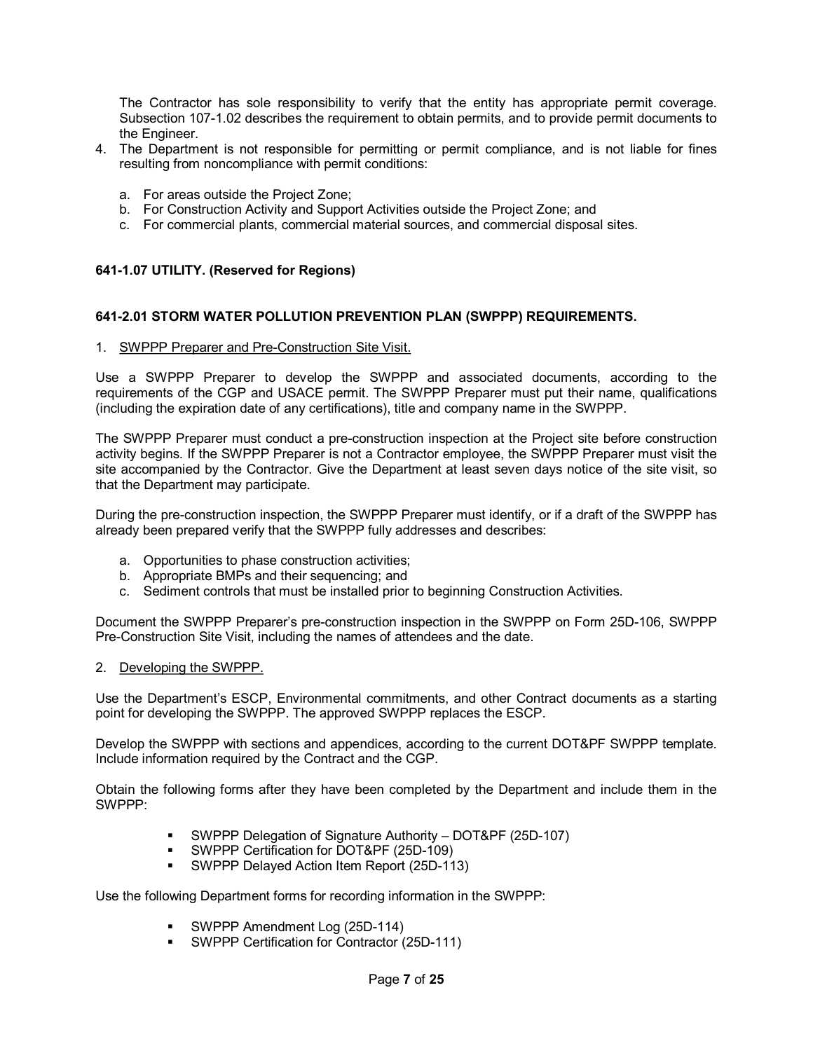The Contractor has sole responsibility to verify that the entity has appropriate permit coverage. Subsection 107-1.02 describes the requirement to obtain permits, and to provide permit documents to the Engineer.

4. The Department is not responsible for permitting or permit compliance, and is not liable for fines resulting from noncompliance with permit conditions:

   a. For areas outside the Project Zone;
   b. For Construction Activity and Support Activities outside the Project Zone; and
   c. For commercial plants, commercial material sources, and commercial disposal sites.

**641-1.07 UTILITY. (Reserved for Regions)**

**641-2.01 STORM WATER POLLUTION PREVENTION PLAN (SWPPP) REQUIREMENTS.**

1. SWPPP Preparer and Pre-Construction Site Visit.

Use a SWPPP Preparer to develop the SWPPP and associated documents, according to the requirements of the CGP and USACE permit. The SWPPP Preparer must put their name, qualifications (including the expiration date of any certifications), title and company name in the SWPPP.

The SWPPP Preparer must conduct a pre-construction inspection at the Project site before construction activity begins. If the SWPPP Preparer is not a Contractor employee, the SWPPP Preparer must visit the site accompanied by the Contractor. Give the Department at least seven days notice of the site visit, so that the Department may participate.

During the pre-construction inspection, the SWPPP Preparer must identify, or if a draft of the SWPPP has already been prepared verify that the SWPPP fully addresses and describes:

   a. Opportunities to phase construction activities;
   b. Appropriate BMPs and their sequencing; and
   c. Sediment controls that must be installed prior to beginning Construction Activities.

Document the SWPPP Preparer's pre-construction inspection in the SWPPP on Form 25D-106, SWPPP Pre-Construction Site Visit, including the names of attendees and the date.

2. Developing the SWPPP.

Use the Department's ESCP, Environmental commitments, and other Contract documents as a starting point for developing the SWPPP. The approved SWPPP replaces the ESCP.

Develop the SWPPP with sections and appendices, according to the current DOT&PF SWPPP template. Include information required by the Contract and the CGP.

Obtain the following forms after they have been completed by the Department and include them in the SWPPP:

- SWPPP Delegation of Signature Authority – DOT&PF (25D-107)
- SWPPP Certification for DOT&PF (25D-109)
- SWPPP Delayed Action Item Report (25D-113)

Use the following Department forms for recording information in the SWPPP:

- SWPPP Amendment Log (25D-114)
- SWPPP Certification for Contractor (25D-111)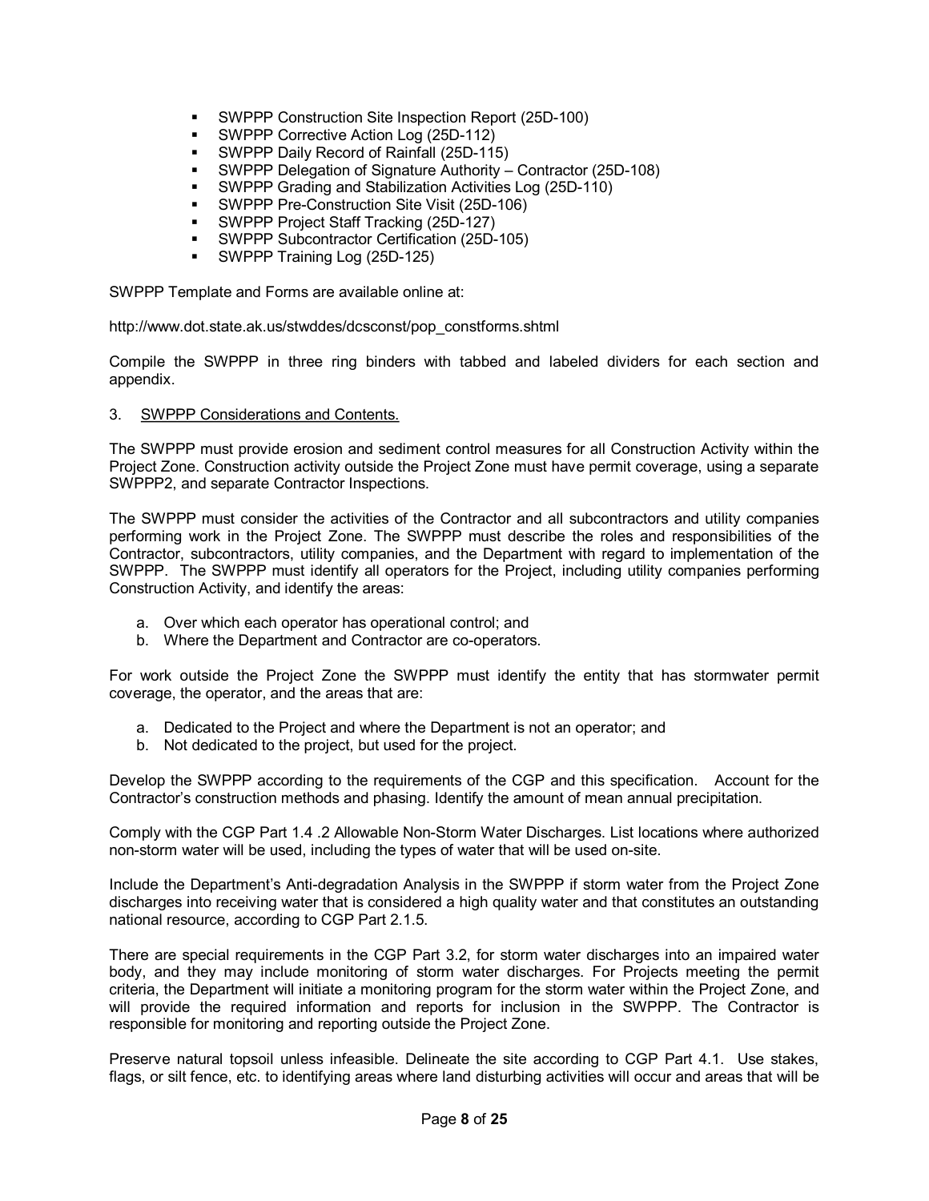- SWPPP Construction Site Inspection Report (25D-100)
- SWPPP Corrective Action Log (25D-112)
- SWPPP Daily Record of Rainfall (25D-115)
- SWPPP Delegation of Signature Authority – Contractor (25D-108)
- SWPPP Grading and Stabilization Activities Log (25D-110)
- SWPPP Pre-Construction Site Visit (25D-106)
- SWPPP Project Staff Tracking (25D-127)
- SWPPP Subcontractor Certification (25D-105)
- SWPPP Training Log (25D-125)

SWPPP Template and Forms are available online at:

http://www.dot.state.ak.us/stwddes/dcsconst/pop_constforms.shtml

Compile the SWPPP in three ring binders with tabbed and labeled dividers for each section and appendix.

3. <u>SWPPP Considerations and Contents.</u>

The SWPPP must provide erosion and sediment control measures for all Construction Activity within the Project Zone. Construction activity outside the Project Zone must have permit coverage, using a separate SWPPP2, and separate Contractor Inspections.

The SWPPP must consider the activities of the Contractor and all subcontractors and utility companies performing work in the Project Zone. The SWPPP must describe the roles and responsibilities of the Contractor, subcontractors, utility companies, and the Department with regard to implementation of the SWPPP. The SWPPP must identify all operators for the Project, including utility companies performing Construction Activity, and identify the areas:

a. Over which each operator has operational control; and
b. Where the Department and Contractor are co-operators.

For work outside the Project Zone the SWPPP must identify the entity that has stormwater permit coverage, the operator, and the areas that are:

a. Dedicated to the Project and where the Department is not an operator; and
b. Not dedicated to the project, but used for the project.

Develop the SWPPP according to the requirements of the CGP and this specification. Account for the Contractor's construction methods and phasing. Identify the amount of mean annual precipitation.

Comply with the CGP Part 1.4 .2 Allowable Non-Storm Water Discharges. List locations where authorized non-storm water will be used, including the types of water that will be used on-site.

Include the Department's Anti-degradation Analysis in the SWPPP if storm water from the Project Zone discharges into receiving water that is considered a high quality water and that constitutes an outstanding national resource, according to CGP Part 2.1.5.

There are special requirements in the CGP Part 3.2, for storm water discharges into an impaired water body, and they may include monitoring of storm water discharges. For Projects meeting the permit criteria, the Department will initiate a monitoring program for the storm water within the Project Zone, and will provide the required information and reports for inclusion in the SWPPP. The Contractor is responsible for monitoring and reporting outside the Project Zone.

Preserve natural topsoil unless infeasible. Delineate the site according to CGP Part 4.1. Use stakes, flags, or silt fence, etc. to identifying areas where land disturbing activities will occur and areas that will be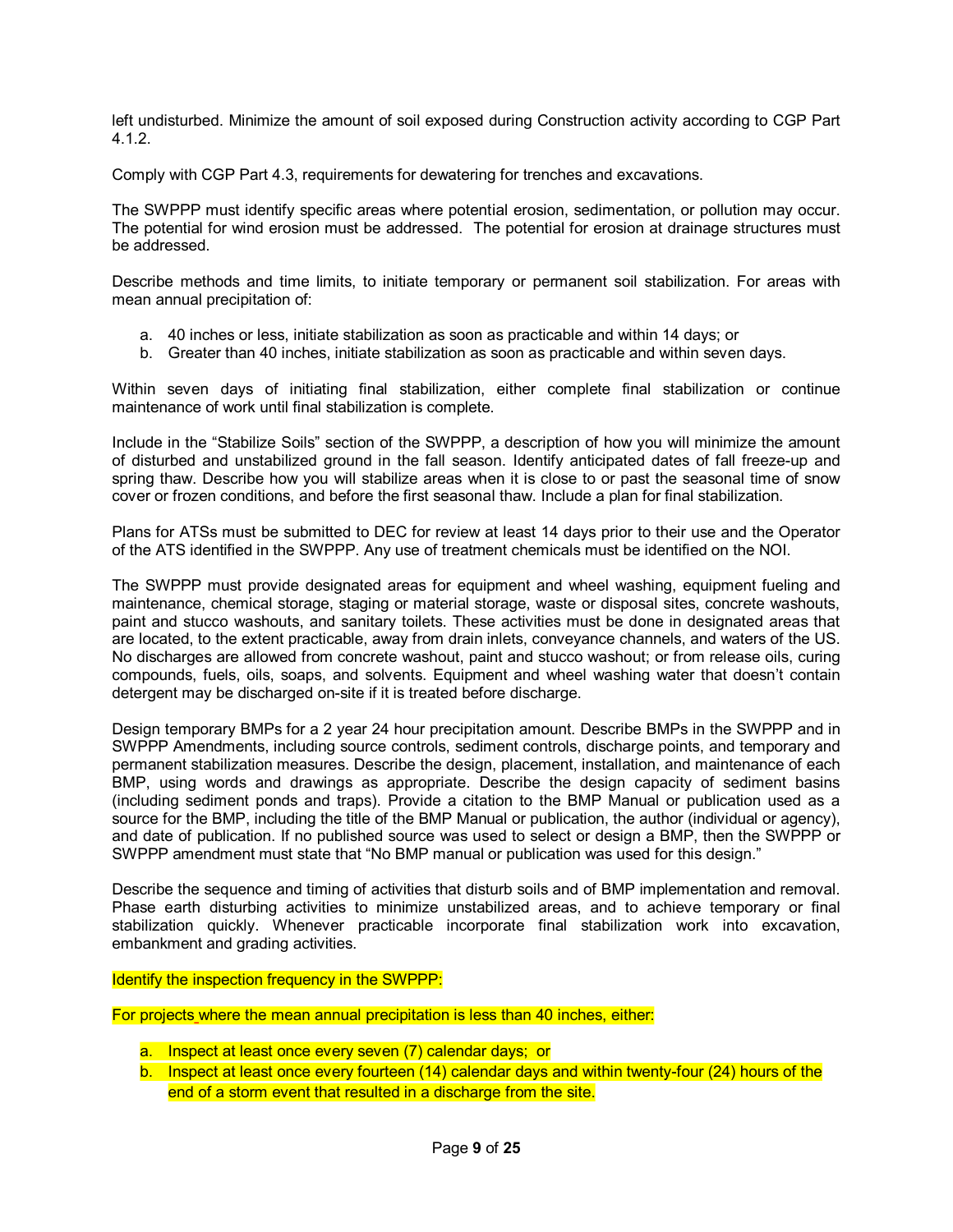left undisturbed. Minimize the amount of soil exposed during Construction activity according to CGP Part 4.1.2.

Comply with CGP Part 4.3, requirements for dewatering for trenches and excavations.

The SWPPP must identify specific areas where potential erosion, sedimentation, or pollution may occur. The potential for wind erosion must be addressed. The potential for erosion at drainage structures must be addressed.

Describe methods and time limits, to initiate temporary or permanent soil stabilization. For areas with mean annual precipitation of:

a. 40 inches or less, initiate stabilization as soon as practicable and within 14 days; or
b. Greater than 40 inches, initiate stabilization as soon as practicable and within seven days.

Within seven days of initiating final stabilization, either complete final stabilization or continue maintenance of work until final stabilization is complete.

Include in the "Stabilize Soils" section of the SWPPP, a description of how you will minimize the amount of disturbed and unstabilized ground in the fall season. Identify anticipated dates of fall freeze-up and spring thaw. Describe how you will stabilize areas when it is close to or past the seasonal time of snow cover or frozen conditions, and before the first seasonal thaw. Include a plan for final stabilization.

Plans for ATSs must be submitted to DEC for review at least 14 days prior to their use and the Operator of the ATS identified in the SWPPP. Any use of treatment chemicals must be identified on the NOI.

The SWPPP must provide designated areas for equipment and wheel washing, equipment fueling and maintenance, chemical storage, staging or material storage, waste or disposal sites, concrete washouts, paint and stucco washouts, and sanitary toilets. These activities must be done in designated areas that are located, to the extent practicable, away from drain inlets, conveyance channels, and waters of the US. No discharges are allowed from concrete washout, paint and stucco washout; or from release oils, curing compounds, fuels, oils, soaps, and solvents. Equipment and wheel washing water that doesn't contain detergent may be discharged on-site if it is treated before discharge.

Design temporary BMPs for a 2 year 24 hour precipitation amount. Describe BMPs in the SWPPP and in SWPPP Amendments, including source controls, sediment controls, discharge points, and temporary and permanent stabilization measures. Describe the design, placement, installation, and maintenance of each BMP, using words and drawings as appropriate. Describe the design capacity of sediment basins (including sediment ponds and traps). Provide a citation to the BMP Manual or publication used as a source for the BMP, including the title of the BMP Manual or publication, the author (individual or agency), and date of publication. If no published source was used to select or design a BMP, then the SWPPP or SWPPP amendment must state that "No BMP manual or publication was used for this design."

Describe the sequence and timing of activities that disturb soils and of BMP implementation and removal. Phase earth disturbing activities to minimize unstabilized areas, and to achieve temporary or final stabilization quickly. Whenever practicable incorporate final stabilization work into excavation, embankment and grading activities.

Identify the inspection frequency in the SWPPP:

For projects where the mean annual precipitation is less than 40 inches, either:

a. Inspect at least once every seven (7) calendar days; or
b. Inspect at least once every fourteen (14) calendar days and within twenty-four (24) hours of the end of a storm event that resulted in a discharge from the site.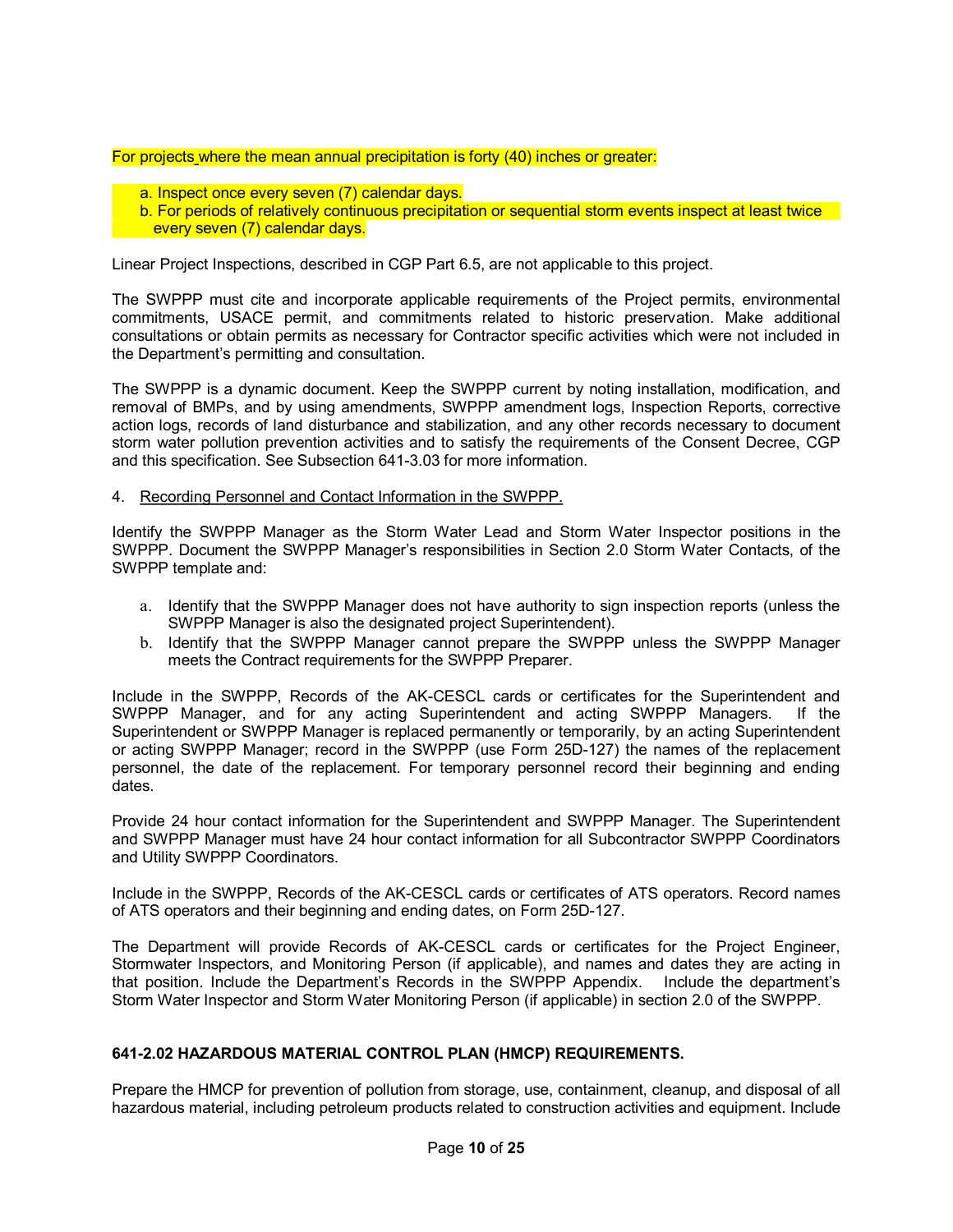For projects where the mean annual precipitation is forty (40) inches or greater:

a. Inspect once every seven (7) calendar days.
b. For periods of relatively continuous precipitation or sequential storm events inspect at least twice every seven (7) calendar days.

Linear Project Inspections, described in CGP Part 6.5, are not applicable to this project.

The SWPPP must cite and incorporate applicable requirements of the Project permits, environmental commitments, USACE permit, and commitments related to historic preservation. Make additional consultations or obtain permits as necessary for Contractor specific activities which were not included in the Department's permitting and consultation.

The SWPPP is a dynamic document. Keep the SWPPP current by noting installation, modification, and removal of BMPs, and by using amendments, SWPPP amendment logs, Inspection Reports, corrective action logs, records of land disturbance and stabilization, and any other records necessary to document storm water pollution prevention activities and to satisfy the requirements of the Consent Decree, CGP and this specification. See Subsection 641-3.03 for more information.

4. Recording Personnel and Contact Information in the SWPPP.

Identify the SWPPP Manager as the Storm Water Lead and Storm Water Inspector positions in the SWPPP. Document the SWPPP Manager's responsibilities in Section 2.0 Storm Water Contacts, of the SWPPP template and:

a. Identify that the SWPPP Manager does not have authority to sign inspection reports (unless the SWPPP Manager is also the designated project Superintendent).
b. Identify that the SWPPP Manager cannot prepare the SWPPP unless the SWPPP Manager meets the Contract requirements for the SWPPP Preparer.

Include in the SWPPP, Records of the AK-CESCL cards or certificates for the Superintendent and SWPPP Manager, and for any acting Superintendent and acting SWPPP Managers. If the Superintendent or SWPPP Manager is replaced permanently or temporarily, by an acting Superintendent or acting SWPPP Manager; record in the SWPPP (use Form 25D-127) the names of the replacement personnel, the date of the replacement. For temporary personnel record their beginning and ending dates.

Provide 24 hour contact information for the Superintendent and SWPPP Manager. The Superintendent and SWPPP Manager must have 24 hour contact information for all Subcontractor SWPPP Coordinators and Utility SWPPP Coordinators.

Include in the SWPPP, Records of the AK-CESCL cards or certificates of ATS operators. Record names of ATS operators and their beginning and ending dates, on Form 25D-127.

The Department will provide Records of AK-CESCL cards or certificates for the Project Engineer, Stormwater Inspectors, and Monitoring Person (if applicable), and names and dates they are acting in that position. Include the Department's Records in the SWPPP Appendix. Include the department's Storm Water Inspector and Storm Water Monitoring Person (if applicable) in section 2.0 of the SWPPP.

**641-2.02 HAZARDOUS MATERIAL CONTROL PLAN (HMCP) REQUIREMENTS.**

Prepare the HMCP for prevention of pollution from storage, use, containment, cleanup, and disposal of all hazardous material, including petroleum products related to construction activities and equipment. Include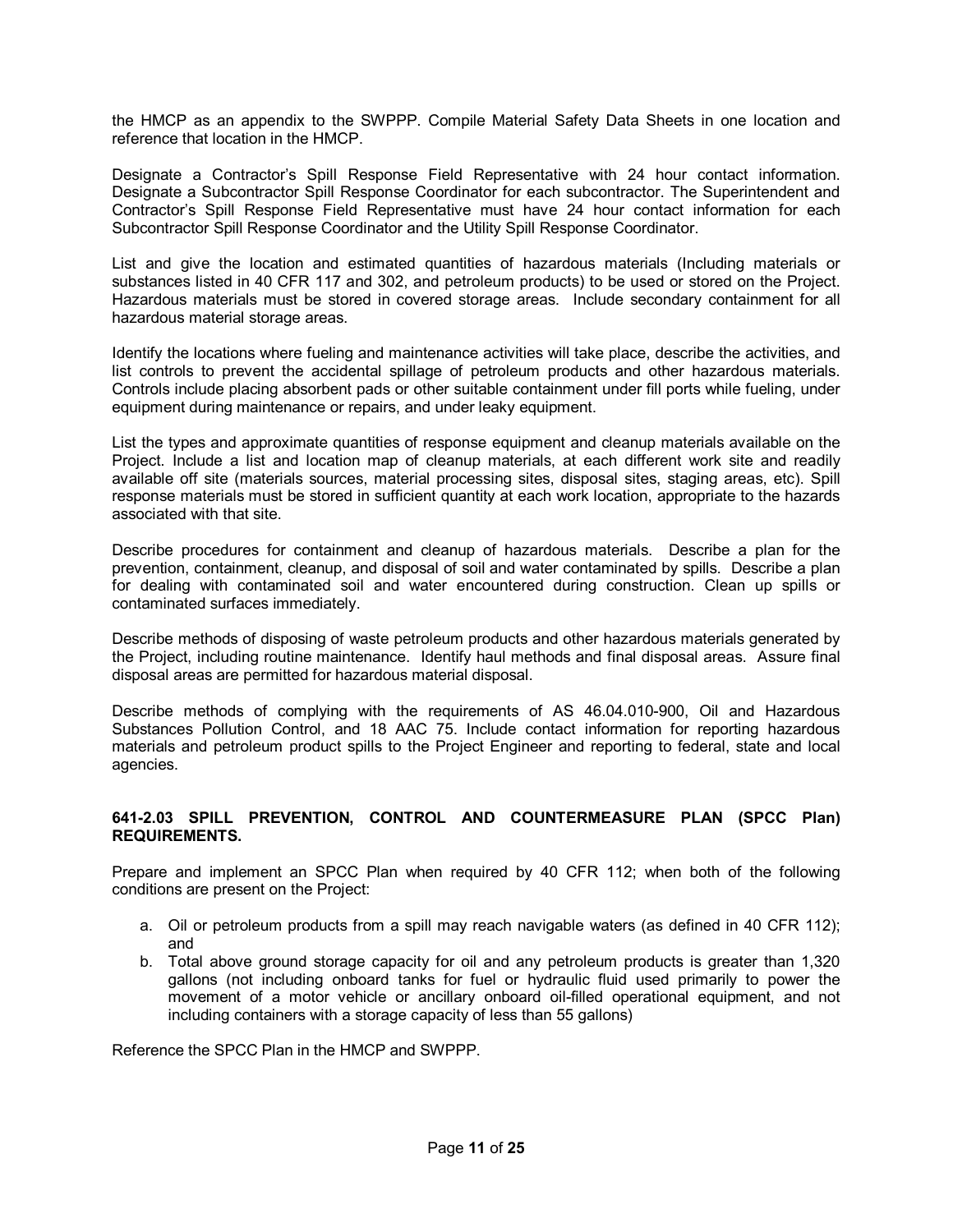the HMCP as an appendix to the SWPPP. Compile Material Safety Data Sheets in one location and reference that location in the HMCP.

Designate a Contractor's Spill Response Field Representative with 24 hour contact information. Designate a Subcontractor Spill Response Coordinator for each subcontractor. The Superintendent and Contractor's Spill Response Field Representative must have 24 hour contact information for each Subcontractor Spill Response Coordinator and the Utility Spill Response Coordinator.

List and give the location and estimated quantities of hazardous materials (Including materials or substances listed in 40 CFR 117 and 302, and petroleum products) to be used or stored on the Project. Hazardous materials must be stored in covered storage areas. Include secondary containment for all hazardous material storage areas.

Identify the locations where fueling and maintenance activities will take place, describe the activities, and list controls to prevent the accidental spillage of petroleum products and other hazardous materials. Controls include placing absorbent pads or other suitable containment under fill ports while fueling, under equipment during maintenance or repairs, and under leaky equipment.

List the types and approximate quantities of response equipment and cleanup materials available on the Project. Include a list and location map of cleanup materials, at each different work site and readily available off site (materials sources, material processing sites, disposal sites, staging areas, etc). Spill response materials must be stored in sufficient quantity at each work location, appropriate to the hazards associated with that site.

Describe procedures for containment and cleanup of hazardous materials. Describe a plan for the prevention, containment, cleanup, and disposal of soil and water contaminated by spills. Describe a plan for dealing with contaminated soil and water encountered during construction. Clean up spills or contaminated surfaces immediately.

Describe methods of disposing of waste petroleum products and other hazardous materials generated by the Project, including routine maintenance. Identify haul methods and final disposal areas. Assure final disposal areas are permitted for hazardous material disposal.

Describe methods of complying with the requirements of AS 46.04.010-900, Oil and Hazardous Substances Pollution Control, and 18 AAC 75. Include contact information for reporting hazardous materials and petroleum product spills to the Project Engineer and reporting to federal, state and local agencies.

**641-2.03 SPILL PREVENTION, CONTROL AND COUNTERMEASURE PLAN (SPCC Plan) REQUIREMENTS.**

Prepare and implement an SPCC Plan when required by 40 CFR 112; when both of the following conditions are present on the Project:

a. Oil or petroleum products from a spill may reach navigable waters (as defined in 40 CFR 112); and
b. Total above ground storage capacity for oil and any petroleum products is greater than 1,320 gallons (not including onboard tanks for fuel or hydraulic fluid used primarily to power the movement of a motor vehicle or ancillary onboard oil-filled operational equipment, and not including containers with a storage capacity of less than 55 gallons)

Reference the SPCC Plan in the HMCP and SWPPP.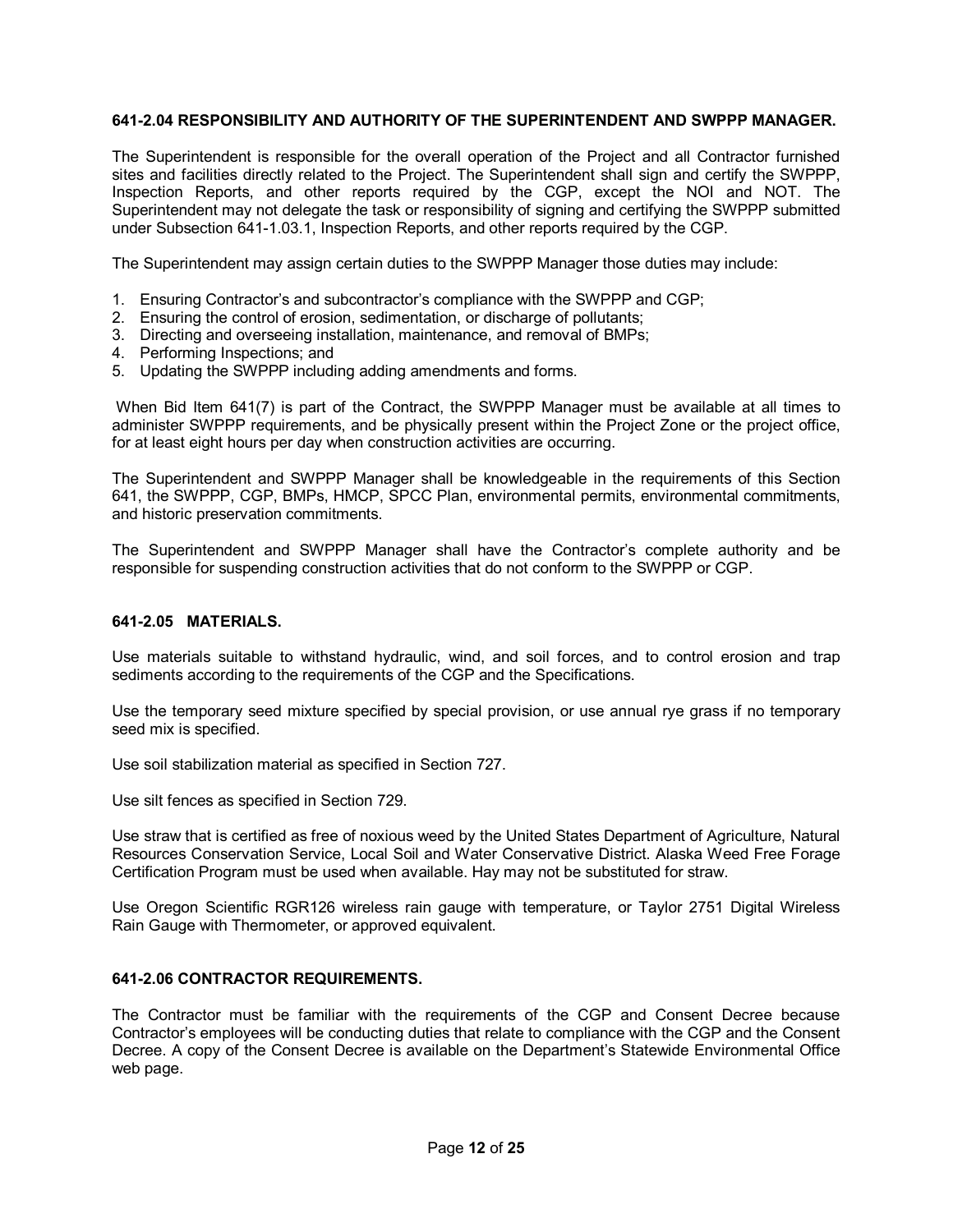### 641-2.04 RESPONSIBILITY AND AUTHORITY OF THE SUPERINTENDENT AND SWPPP MANAGER.

The Superintendent is responsible for the overall operation of the Project and all Contractor furnished sites and facilities directly related to the Project. The Superintendent shall sign and certify the SWPPP, Inspection Reports, and other reports required by the CGP, except the NOI and NOT. The Superintendent may not delegate the task or responsibility of signing and certifying the SWPPP submitted under Subsection 641-1.03.1, Inspection Reports, and other reports required by the CGP.

The Superintendent may assign certain duties to the SWPPP Manager those duties may include:

1. Ensuring Contractor's and subcontractor's compliance with the SWPPP and CGP;
2. Ensuring the control of erosion, sedimentation, or discharge of pollutants;
3. Directing and overseeing installation, maintenance, and removal of BMPs;
4. Performing Inspections; and
5. Updating the SWPPP including adding amendments and forms.

When Bid Item 641(7) is part of the Contract, the SWPPP Manager must be available at all times to administer SWPPP requirements, and be physically present within the Project Zone or the project office, for at least eight hours per day when construction activities are occurring.

The Superintendent and SWPPP Manager shall be knowledgeable in the requirements of this Section 641, the SWPPP, CGP, BMPs, HMCP, SPCC Plan, environmental permits, environmental commitments, and historic preservation commitments.

The Superintendent and SWPPP Manager shall have the Contractor's complete authority and be responsible for suspending construction activities that do not conform to the SWPPP or CGP.

### 641-2.05 MATERIALS.

Use materials suitable to withstand hydraulic, wind, and soil forces, and to control erosion and trap sediments according to the requirements of the CGP and the Specifications.

Use the temporary seed mixture specified by special provision, or use annual rye grass if no temporary seed mix is specified.

Use soil stabilization material as specified in Section 727.

Use silt fences as specified in Section 729.

Use straw that is certified as free of noxious weed by the United States Department of Agriculture, Natural Resources Conservation Service, Local Soil and Water Conservative District. Alaska Weed Free Forage Certification Program must be used when available. Hay may not be substituted for straw.

Use Oregon Scientific RGR126 wireless rain gauge with temperature, or Taylor 2751 Digital Wireless Rain Gauge with Thermometer, or approved equivalent.

### 641-2.06 CONTRACTOR REQUIREMENTS.

The Contractor must be familiar with the requirements of the CGP and Consent Decree because Contractor's employees will be conducting duties that relate to compliance with the CGP and the Consent Decree. A copy of the Consent Decree is available on the Department's Statewide Environmental Office web page.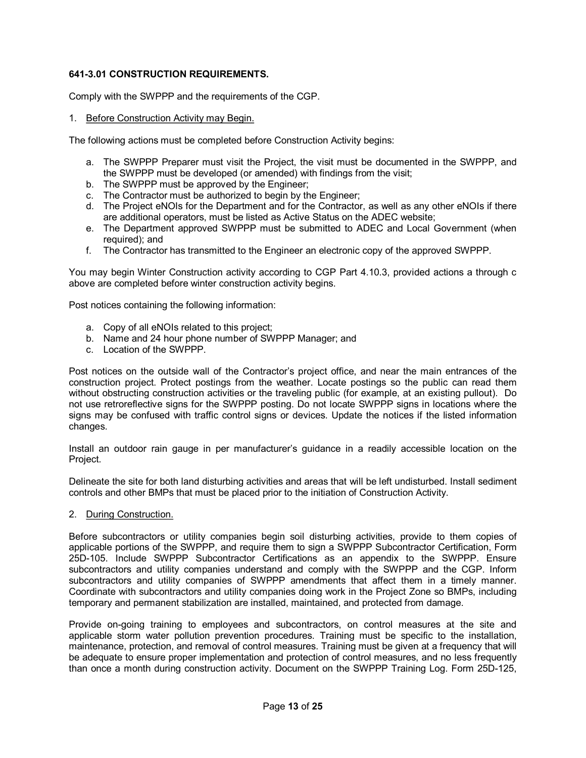**641-3.01 CONSTRUCTION REQUIREMENTS.**

Comply with the SWPPP and the requirements of the CGP.

1. Before Construction Activity may Begin.

The following actions must be completed before Construction Activity begins:

a. The SWPPP Preparer must visit the Project, the visit must be documented in the SWPPP, and the SWPPP must be developed (or amended) with findings from the visit;
b. The SWPPP must be approved by the Engineer;
c. The Contractor must be authorized to begin by the Engineer;
d. The Project eNOIs for the Department and for the Contractor, as well as any other eNOIs if there are additional operators, must be listed as Active Status on the ADEC website;
e. The Department approved SWPPP must be submitted to ADEC and Local Government (when required); and
f. The Contractor has transmitted to the Engineer an electronic copy of the approved SWPPP.

You may begin Winter Construction activity according to CGP Part 4.10.3, provided actions a through c above are completed before winter construction activity begins.

Post notices containing the following information:

a. Copy of all eNOIs related to this project;
b. Name and 24 hour phone number of SWPPP Manager; and
c. Location of the SWPPP.

Post notices on the outside wall of the Contractor's project office, and near the main entrances of the construction project. Protect postings from the weather. Locate postings so the public can read them without obstructing construction activities or the traveling public (for example, at an existing pullout). Do not use retroreflective signs for the SWPPP posting. Do not locate SWPPP signs in locations where the signs may be confused with traffic control signs or devices. Update the notices if the listed information changes.

Install an outdoor rain gauge in per manufacturer's guidance in a readily accessible location on the Project.

Delineate the site for both land disturbing activities and areas that will be left undisturbed. Install sediment controls and other BMPs that must be placed prior to the initiation of Construction Activity.

2. During Construction.

Before subcontractors or utility companies begin soil disturbing activities, provide to them copies of applicable portions of the SWPPP, and require them to sign a SWPPP Subcontractor Certification, Form 25D-105. Include SWPPP Subcontractor Certifications as an appendix to the SWPPP. Ensure subcontractors and utility companies understand and comply with the SWPPP and the CGP. Inform subcontractors and utility companies of SWPPP amendments that affect them in a timely manner. Coordinate with subcontractors and utility companies doing work in the Project Zone so BMPs, including temporary and permanent stabilization are installed, maintained, and protected from damage.

Provide on-going training to employees and subcontractors, on control measures at the site and applicable storm water pollution prevention procedures. Training must be specific to the installation, maintenance, protection, and removal of control measures. Training must be given at a frequency that will be adequate to ensure proper implementation and protection of control measures, and no less frequently than once a month during construction activity. Document on the SWPPP Training Log. Form 25D-125,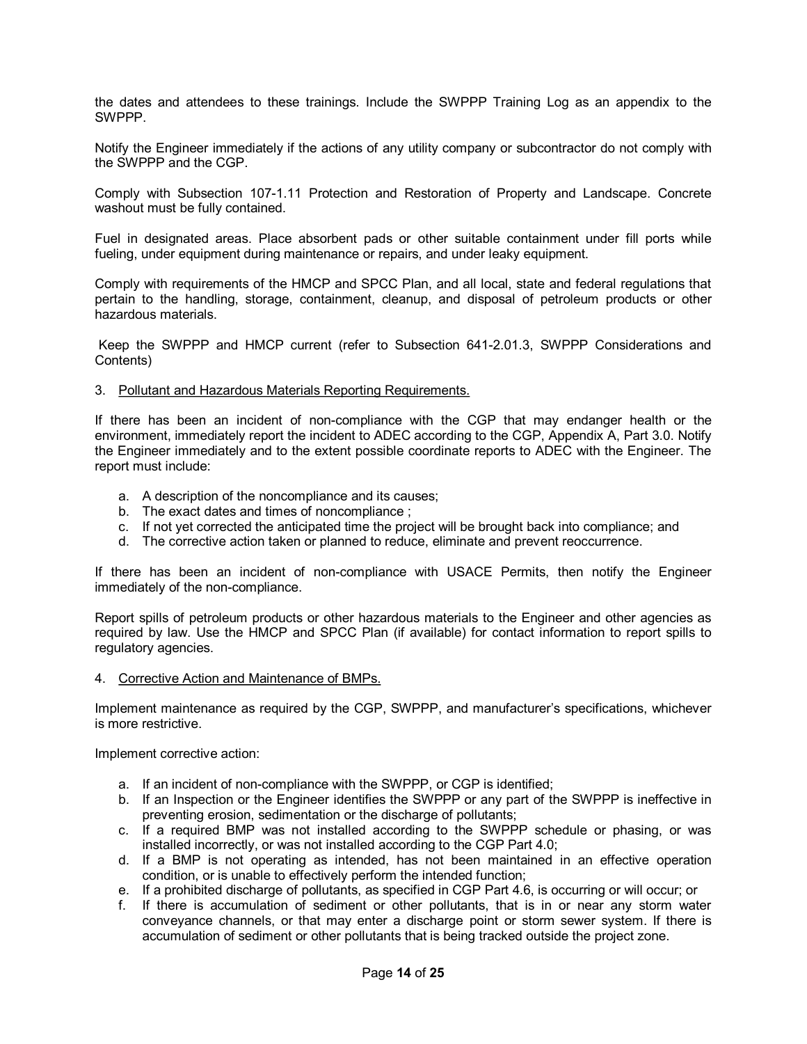the dates and attendees to these trainings. Include the SWPPP Training Log as an appendix to the SWPPP.

Notify the Engineer immediately if the actions of any utility company or subcontractor do not comply with the SWPPP and the CGP.

Comply with Subsection 107-1.11 Protection and Restoration of Property and Landscape. Concrete washout must be fully contained.

Fuel in designated areas. Place absorbent pads or other suitable containment under fill ports while fueling, under equipment during maintenance or repairs, and under leaky equipment.

Comply with requirements of the HMCP and SPCC Plan, and all local, state and federal regulations that pertain to the handling, storage, containment, cleanup, and disposal of petroleum products or other hazardous materials.

Keep the SWPPP and HMCP current (refer to Subsection 641-2.01.3, SWPPP Considerations and Contents)

3. <u>Pollutant and Hazardous Materials Reporting Requirements.</u>

If there has been an incident of non-compliance with the CGP that may endanger health or the environment, immediately report the incident to ADEC according to the CGP, Appendix A, Part 3.0. Notify the Engineer immediately and to the extent possible coordinate reports to ADEC with the Engineer. The report must include:

a. A description of the noncompliance and its causes;
b. The exact dates and times of noncompliance ;
c. If not yet corrected the anticipated time the project will be brought back into compliance; and
d. The corrective action taken or planned to reduce, eliminate and prevent reoccurrence.

If there has been an incident of non-compliance with USACE Permits, then notify the Engineer immediately of the non-compliance.

Report spills of petroleum products or other hazardous materials to the Engineer and other agencies as required by law. Use the HMCP and SPCC Plan (if available) for contact information to report spills to regulatory agencies.

4. <u>Corrective Action and Maintenance of BMPs.</u>

Implement maintenance as required by the CGP, SWPPP, and manufacturer's specifications, whichever is more restrictive.

Implement corrective action:

a. If an incident of non-compliance with the SWPPP, or CGP is identified;
b. If an Inspection or the Engineer identifies the SWPPP or any part of the SWPPP is ineffective in preventing erosion, sedimentation or the discharge of pollutants;
c. If a required BMP was not installed according to the SWPPP schedule or phasing, or was installed incorrectly, or was not installed according to the CGP Part 4.0;
d. If a BMP is not operating as intended, has not been maintained in an effective operation condition, or is unable to effectively perform the intended function;
e. If a prohibited discharge of pollutants, as specified in CGP Part 4.6, is occurring or will occur; or
f. If there is accumulation of sediment or other pollutants, that is in or near any storm water conveyance channels, or that may enter a discharge point or storm sewer system. If there is accumulation of sediment or other pollutants that is being tracked outside the project zone.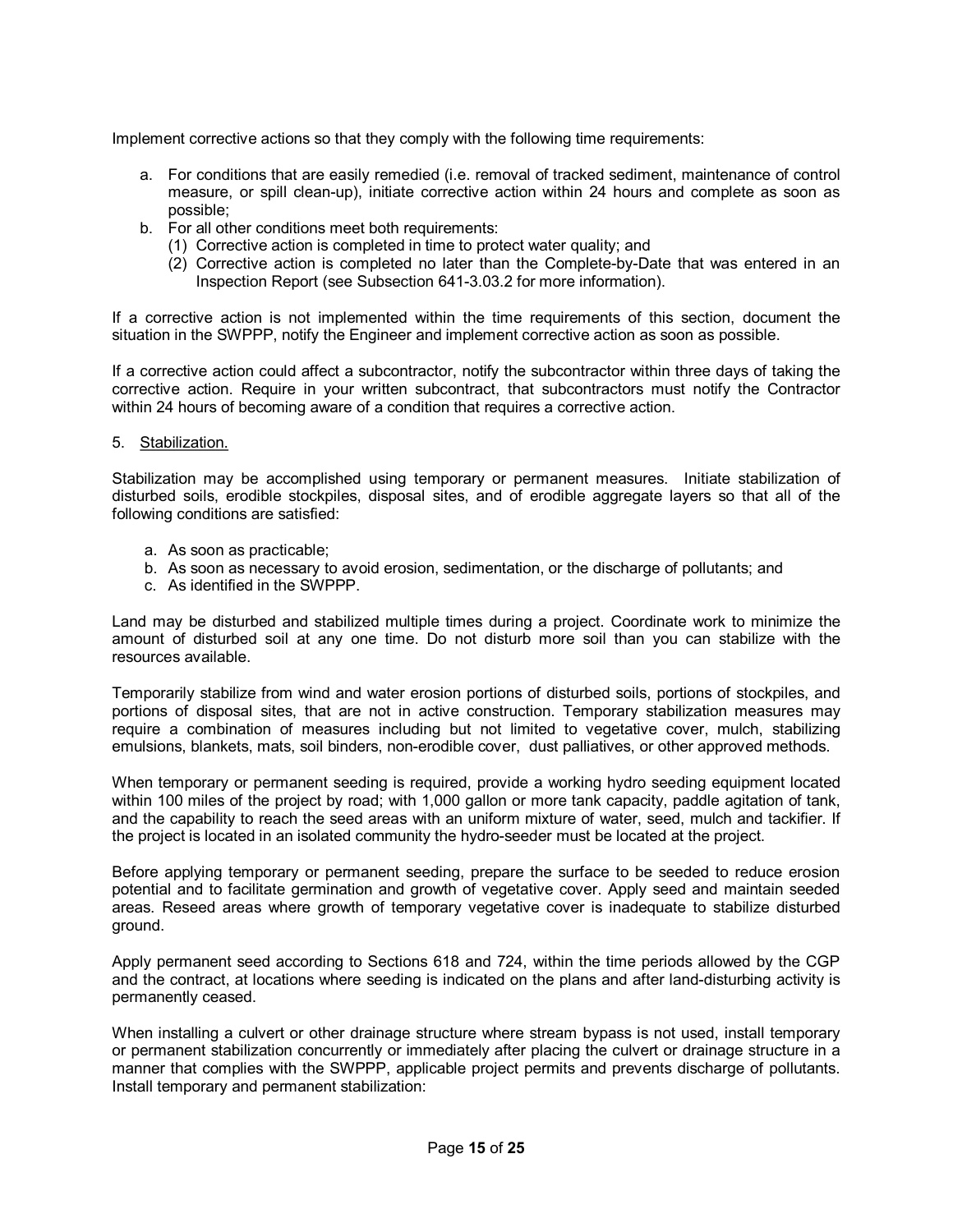Implement corrective actions so that they comply with the following time requirements:

a. For conditions that are easily remedied (i.e. removal of tracked sediment, maintenance of control measure, or spill clean-up), initiate corrective action within 24 hours and complete as soon as possible;
b. For all other conditions meet both requirements:
   (1) Corrective action is completed in time to protect water quality; and
   (2) Corrective action is completed no later than the Complete-by-Date that was entered in an Inspection Report (see Subsection 641-3.03.2 for more information).

If a corrective action is not implemented within the time requirements of this section, document the situation in the SWPPP, notify the Engineer and implement corrective action as soon as possible.

If a corrective action could affect a subcontractor, notify the subcontractor within three days of taking the corrective action. Require in your written subcontract, that subcontractors must notify the Contractor within 24 hours of becoming aware of a condition that requires a corrective action.

5. Stabilization.

Stabilization may be accomplished using temporary or permanent measures. Initiate stabilization of disturbed soils, erodible stockpiles, disposal sites, and of erodible aggregate layers so that all of the following conditions are satisfied:

a. As soon as practicable;
b. As soon as necessary to avoid erosion, sedimentation, or the discharge of pollutants; and
c. As identified in the SWPPP.

Land may be disturbed and stabilized multiple times during a project. Coordinate work to minimize the amount of disturbed soil at any one time. Do not disturb more soil than you can stabilize with the resources available.

Temporarily stabilize from wind and water erosion portions of disturbed soils, portions of stockpiles, and portions of disposal sites, that are not in active construction. Temporary stabilization measures may require a combination of measures including but not limited to vegetative cover, mulch, stabilizing emulsions, blankets, mats, soil binders, non-erodible cover, dust palliatives, or other approved methods.

When temporary or permanent seeding is required, provide a working hydro seeding equipment located within 100 miles of the project by road; with 1,000 gallon or more tank capacity, paddle agitation of tank, and the capability to reach the seed areas with an uniform mixture of water, seed, mulch and tackifier. If the project is located in an isolated community the hydro-seeder must be located at the project.

Before applying temporary or permanent seeding, prepare the surface to be seeded to reduce erosion potential and to facilitate germination and growth of vegetative cover. Apply seed and maintain seeded areas. Reseed areas where growth of temporary vegetative cover is inadequate to stabilize disturbed ground.

Apply permanent seed according to Sections 618 and 724, within the time periods allowed by the CGP and the contract, at locations where seeding is indicated on the plans and after land-disturbing activity is permanently ceased.

When installing a culvert or other drainage structure where stream bypass is not used, install temporary or permanent stabilization concurrently or immediately after placing the culvert or drainage structure in a manner that complies with the SWPPP, applicable project permits and prevents discharge of pollutants. Install temporary and permanent stabilization: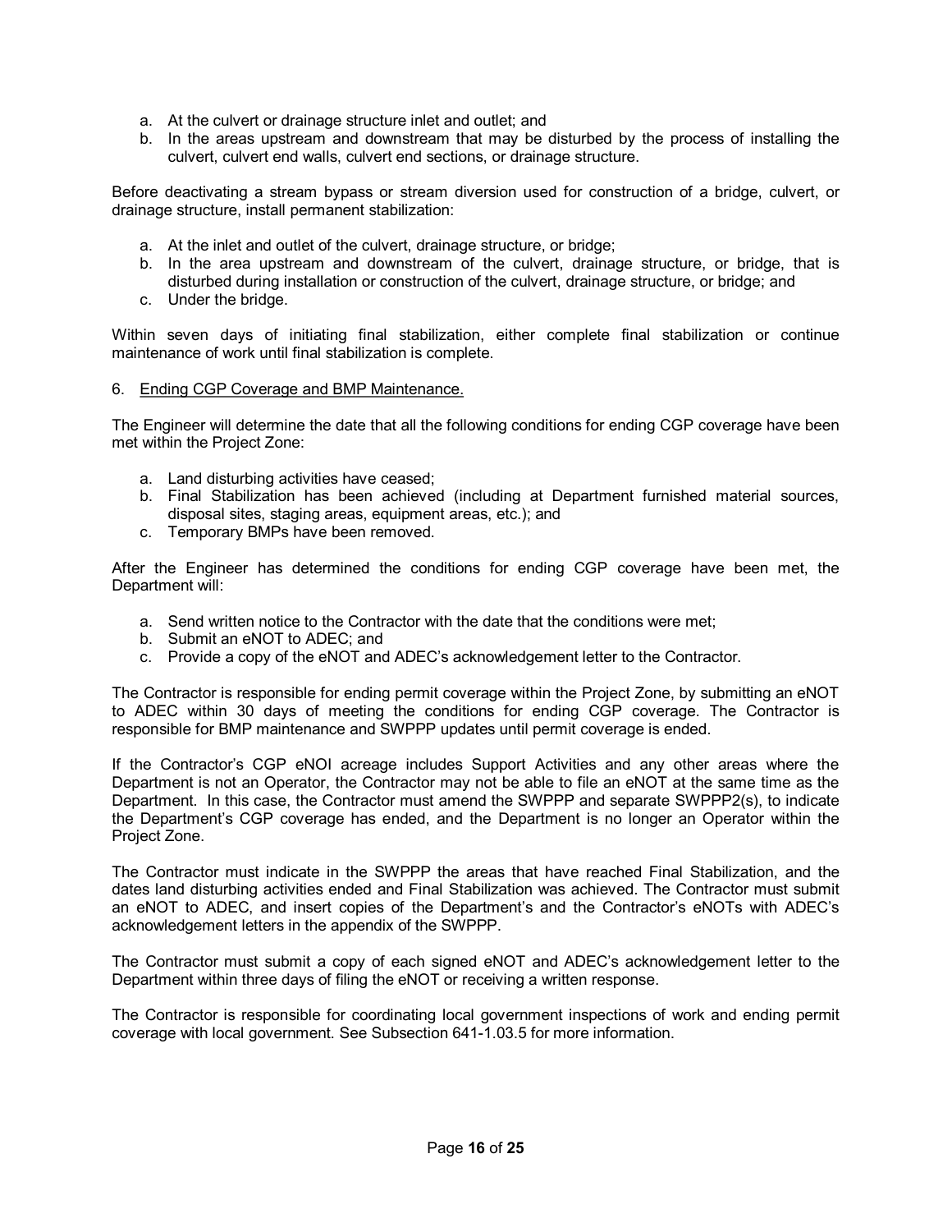a. At the culvert or drainage structure inlet and outlet; and
b. In the areas upstream and downstream that may be disturbed by the process of installing the culvert, culvert end walls, culvert end sections, or drainage structure.

Before deactivating a stream bypass or stream diversion used for construction of a bridge, culvert, or drainage structure, install permanent stabilization:

a. At the inlet and outlet of the culvert, drainage structure, or bridge;
b. In the area upstream and downstream of the culvert, drainage structure, or bridge, that is disturbed during installation or construction of the culvert, drainage structure, or bridge; and
c. Under the bridge.

Within seven days of initiating final stabilization, either complete final stabilization or continue maintenance of work until final stabilization is complete.

6. <u>Ending CGP Coverage and BMP Maintenance.</u>

The Engineer will determine the date that all the following conditions for ending CGP coverage have been met within the Project Zone:

a. Land disturbing activities have ceased;
b. Final Stabilization has been achieved (including at Department furnished material sources, disposal sites, staging areas, equipment areas, etc.); and
c. Temporary BMPs have been removed.

After the Engineer has determined the conditions for ending CGP coverage have been met, the Department will:

a. Send written notice to the Contractor with the date that the conditions were met;
b. Submit an eNOT to ADEC; and
c. Provide a copy of the eNOT and ADEC's acknowledgement letter to the Contractor.

The Contractor is responsible for ending permit coverage within the Project Zone, by submitting an eNOT to ADEC within 30 days of meeting the conditions for ending CGP coverage. The Contractor is responsible for BMP maintenance and SWPPP updates until permit coverage is ended.

If the Contractor's CGP eNOI acreage includes Support Activities and any other areas where the Department is not an Operator, the Contractor may not be able to file an eNOT at the same time as the Department. In this case, the Contractor must amend the SWPPP and separate SWPPP2(s), to indicate the Department's CGP coverage has ended, and the Department is no longer an Operator within the Project Zone.

The Contractor must indicate in the SWPPP the areas that have reached Final Stabilization, and the dates land disturbing activities ended and Final Stabilization was achieved. The Contractor must submit an eNOT to ADEC, and insert copies of the Department's and the Contractor's eNOTs with ADEC's acknowledgement letters in the appendix of the SWPPP.

The Contractor must submit a copy of each signed eNOT and ADEC's acknowledgement letter to the Department within three days of filing the eNOT or receiving a written response.

The Contractor is responsible for coordinating local government inspections of work and ending permit coverage with local government. See Subsection 641-1.03.5 for more information.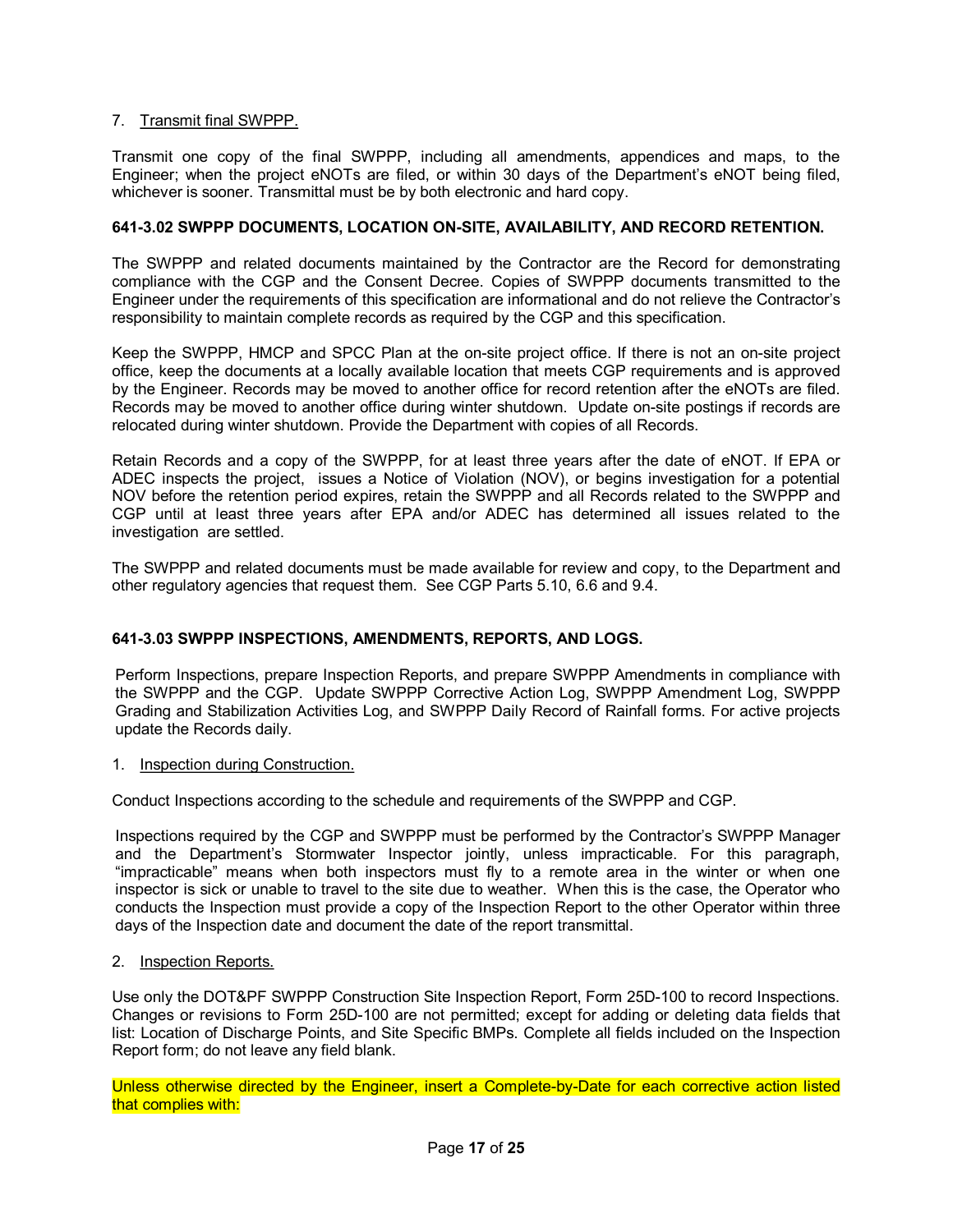7. Transmit final SWPPP.

Transmit one copy of the final SWPPP, including all amendments, appendices and maps, to the Engineer; when the project eNOTs are filed, or within 30 days of the Department's eNOT being filed, whichever is sooner. Transmittal must be by both electronic and hard copy.

**641-3.02 SWPPP DOCUMENTS, LOCATION ON-SITE, AVAILABILITY, AND RECORD RETENTION.**

The SWPPP and related documents maintained by the Contractor are the Record for demonstrating compliance with the CGP and the Consent Decree. Copies of SWPPP documents transmitted to the Engineer under the requirements of this specification are informational and do not relieve the Contractor's responsibility to maintain complete records as required by the CGP and this specification.

Keep the SWPPP, HMCP and SPCC Plan at the on-site project office. If there is not an on-site project office, keep the documents at a locally available location that meets CGP requirements and is approved by the Engineer. Records may be moved to another office for record retention after the eNOTs are filed. Records may be moved to another office during winter shutdown. Update on-site postings if records are relocated during winter shutdown. Provide the Department with copies of all Records.

Retain Records and a copy of the SWPPP, for at least three years after the date of eNOT. If EPA or ADEC inspects the project, issues a Notice of Violation (NOV), or begins investigation for a potential NOV before the retention period expires, retain the SWPPP and all Records related to the SWPPP and CGP until at least three years after EPA and/or ADEC has determined all issues related to the investigation are settled.

The SWPPP and related documents must be made available for review and copy, to the Department and other regulatory agencies that request them. See CGP Parts 5.10, 6.6 and 9.4.

**641-3.03 SWPPP INSPECTIONS, AMENDMENTS, REPORTS, AND LOGS.**

Perform Inspections, prepare Inspection Reports, and prepare SWPPP Amendments in compliance with the SWPPP and the CGP. Update SWPPP Corrective Action Log, SWPPP Amendment Log, SWPPP Grading and Stabilization Activities Log, and SWPPP Daily Record of Rainfall forms. For active projects update the Records daily.

1. Inspection during Construction.

Conduct Inspections according to the schedule and requirements of the SWPPP and CGP.

Inspections required by the CGP and SWPPP must be performed by the Contractor's SWPPP Manager and the Department's Stormwater Inspector jointly, unless impracticable. For this paragraph, "impracticable" means when both inspectors must fly to a remote area in the winter or when one inspector is sick or unable to travel to the site due to weather. When this is the case, the Operator who conducts the Inspection must provide a copy of the Inspection Report to the other Operator within three days of the Inspection date and document the date of the report transmittal.

2. Inspection Reports.

Use only the DOT&PF SWPPP Construction Site Inspection Report, Form 25D-100 to record Inspections. Changes or revisions to Form 25D-100 are not permitted; except for adding or deleting data fields that list: Location of Discharge Points, and Site Specific BMPs. Complete all fields included on the Inspection Report form; do not leave any field blank.

Unless otherwise directed by the Engineer, insert a Complete-by-Date for each corrective action listed that complies with: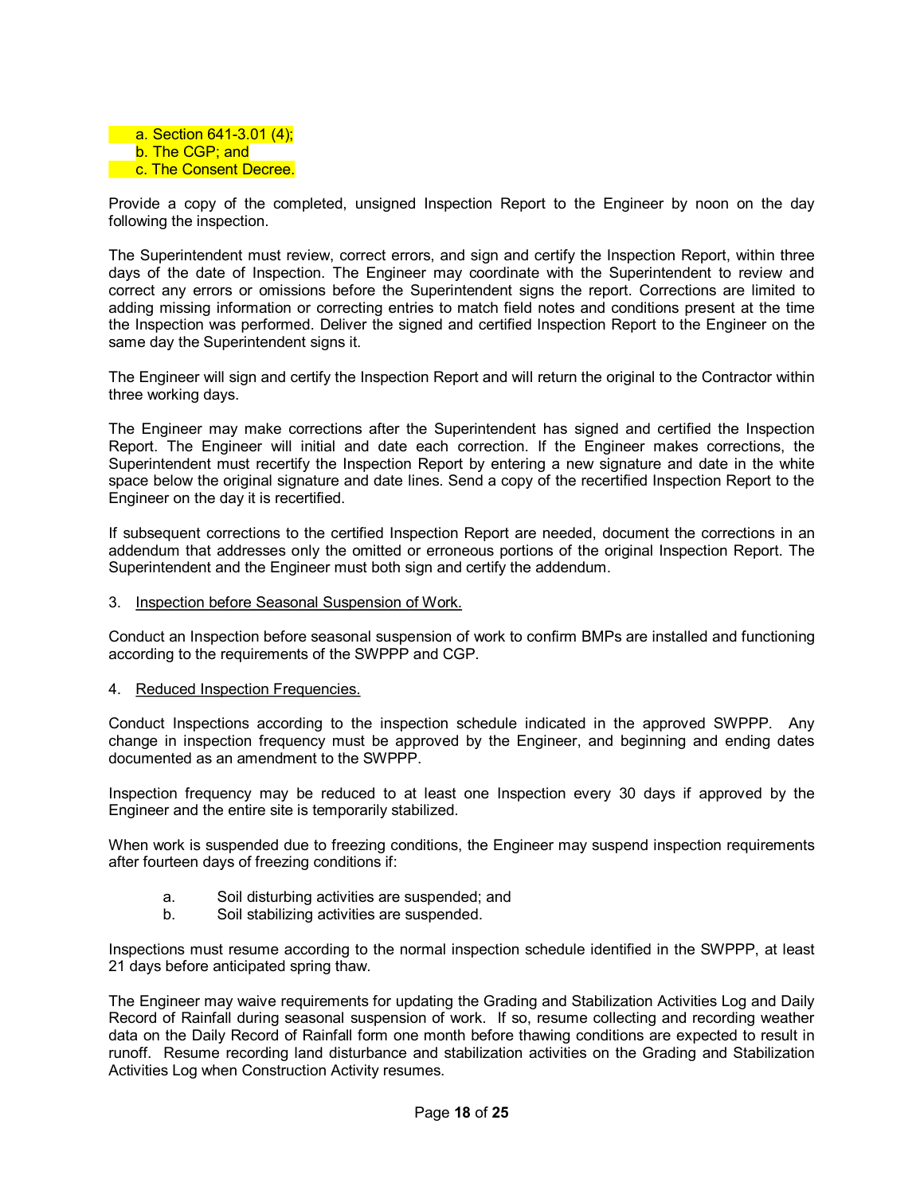a. Section 641-3.01 (4);
b. The CGP; and
c. The Consent Decree.

Provide a copy of the completed, unsigned Inspection Report to the Engineer by noon on the day following the inspection.

The Superintendent must review, correct errors, and sign and certify the Inspection Report, within three days of the date of Inspection. The Engineer may coordinate with the Superintendent to review and correct any errors or omissions before the Superintendent signs the report. Corrections are limited to adding missing information or correcting entries to match field notes and conditions present at the time the Inspection was performed. Deliver the signed and certified Inspection Report to the Engineer on the same day the Superintendent signs it.

The Engineer will sign and certify the Inspection Report and will return the original to the Contractor within three working days.

The Engineer may make corrections after the Superintendent has signed and certified the Inspection Report. The Engineer will initial and date each correction. If the Engineer makes corrections, the Superintendent must recertify the Inspection Report by entering a new signature and date in the white space below the original signature and date lines. Send a copy of the recertified Inspection Report to the Engineer on the day it is recertified.

If subsequent corrections to the certified Inspection Report are needed, document the corrections in an addendum that addresses only the omitted or erroneous portions of the original Inspection Report. The Superintendent and the Engineer must both sign and certify the addendum.

3. Inspection before Seasonal Suspension of Work.

Conduct an Inspection before seasonal suspension of work to confirm BMPs are installed and functioning according to the requirements of the SWPPP and CGP.

4. Reduced Inspection Frequencies.

Conduct Inspections according to the inspection schedule indicated in the approved SWPPP. Any change in inspection frequency must be approved by the Engineer, and beginning and ending dates documented as an amendment to the SWPPP.

Inspection frequency may be reduced to at least one Inspection every 30 days if approved by the Engineer and the entire site is temporarily stabilized.

When work is suspended due to freezing conditions, the Engineer may suspend inspection requirements after fourteen days of freezing conditions if:

a. Soil disturbing activities are suspended; and
b. Soil stabilizing activities are suspended.

Inspections must resume according to the normal inspection schedule identified in the SWPPP, at least 21 days before anticipated spring thaw.

The Engineer may waive requirements for updating the Grading and Stabilization Activities Log and Daily Record of Rainfall during seasonal suspension of work. If so, resume collecting and recording weather data on the Daily Record of Rainfall form one month before thawing conditions are expected to result in runoff. Resume recording land disturbance and stabilization activities on the Grading and Stabilization Activities Log when Construction Activity resumes.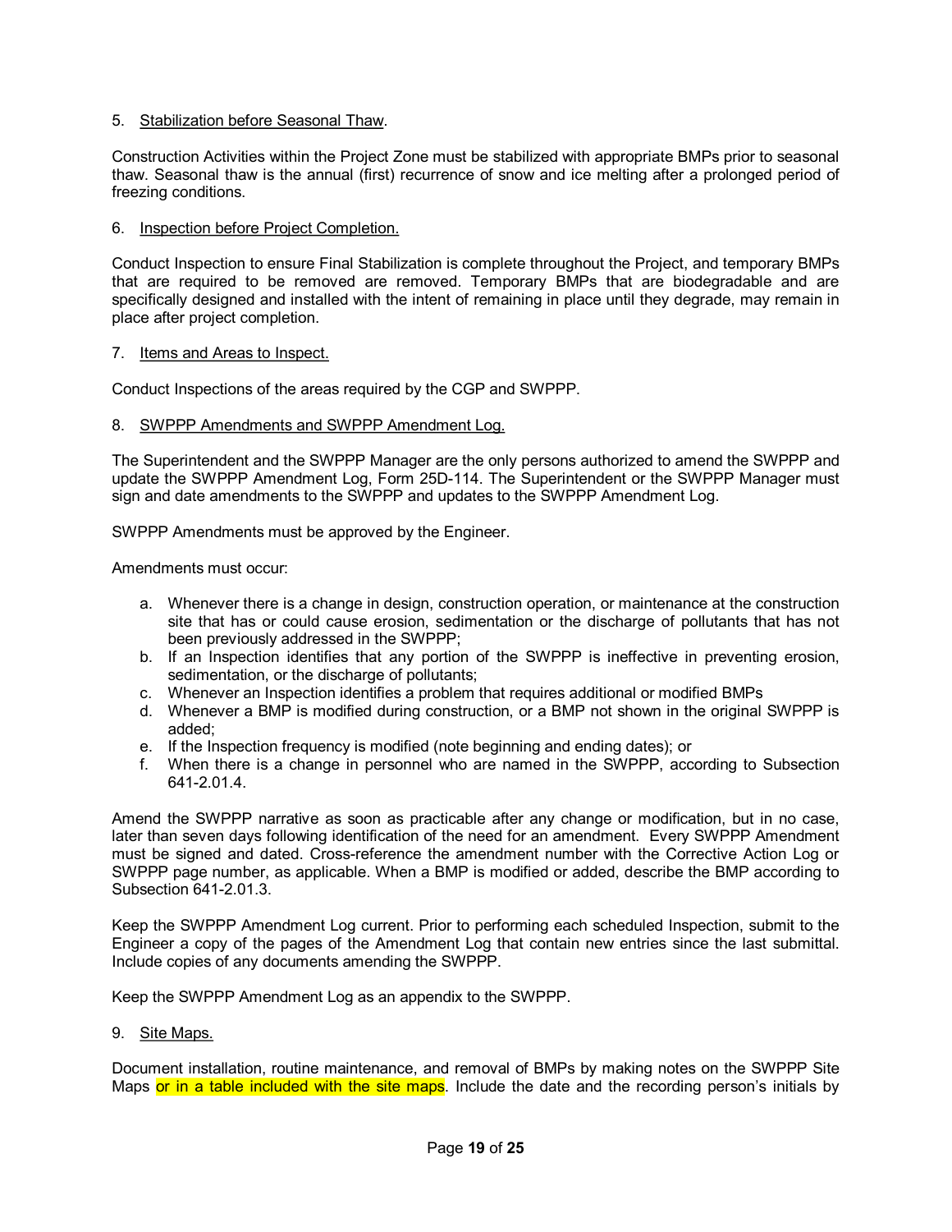5. Stabilization before Seasonal Thaw.

Construction Activities within the Project Zone must be stabilized with appropriate BMPs prior to seasonal thaw. Seasonal thaw is the annual (first) recurrence of snow and ice melting after a prolonged period of freezing conditions.

6. Inspection before Project Completion.

Conduct Inspection to ensure Final Stabilization is complete throughout the Project, and temporary BMPs that are required to be removed are removed. Temporary BMPs that are biodegradable and are specifically designed and installed with the intent of remaining in place until they degrade, may remain in place after project completion.

7. Items and Areas to Inspect.

Conduct Inspections of the areas required by the CGP and SWPPP.

8. SWPPP Amendments and SWPPP Amendment Log.

The Superintendent and the SWPPP Manager are the only persons authorized to amend the SWPPP and update the SWPPP Amendment Log, Form 25D-114. The Superintendent or the SWPPP Manager must sign and date amendments to the SWPPP and updates to the SWPPP Amendment Log.

SWPPP Amendments must be approved by the Engineer.

Amendments must occur:

a. Whenever there is a change in design, construction operation, or maintenance at the construction site that has or could cause erosion, sedimentation or the discharge of pollutants that has not been previously addressed in the SWPPP;
b. If an Inspection identifies that any portion of the SWPPP is ineffective in preventing erosion, sedimentation, or the discharge of pollutants;
c. Whenever an Inspection identifies a problem that requires additional or modified BMPs
d. Whenever a BMP is modified during construction, or a BMP not shown in the original SWPPP is added;
e. If the Inspection frequency is modified (note beginning and ending dates); or
f. When there is a change in personnel who are named in the SWPPP, according to Subsection 641-2.01.4.

Amend the SWPPP narrative as soon as practicable after any change or modification, but in no case, later than seven days following identification of the need for an amendment. Every SWPPP Amendment must be signed and dated. Cross-reference the amendment number with the Corrective Action Log or SWPPP page number, as applicable. When a BMP is modified or added, describe the BMP according to Subsection 641-2.01.3.

Keep the SWPPP Amendment Log current. Prior to performing each scheduled Inspection, submit to the Engineer a copy of the pages of the Amendment Log that contain new entries since the last submittal. Include copies of any documents amending the SWPPP.

Keep the SWPPP Amendment Log as an appendix to the SWPPP.

9. Site Maps.

Document installation, routine maintenance, and removal of BMPs by making notes on the SWPPP Site Maps or in a table included with the site maps. Include the date and the recording person's initials by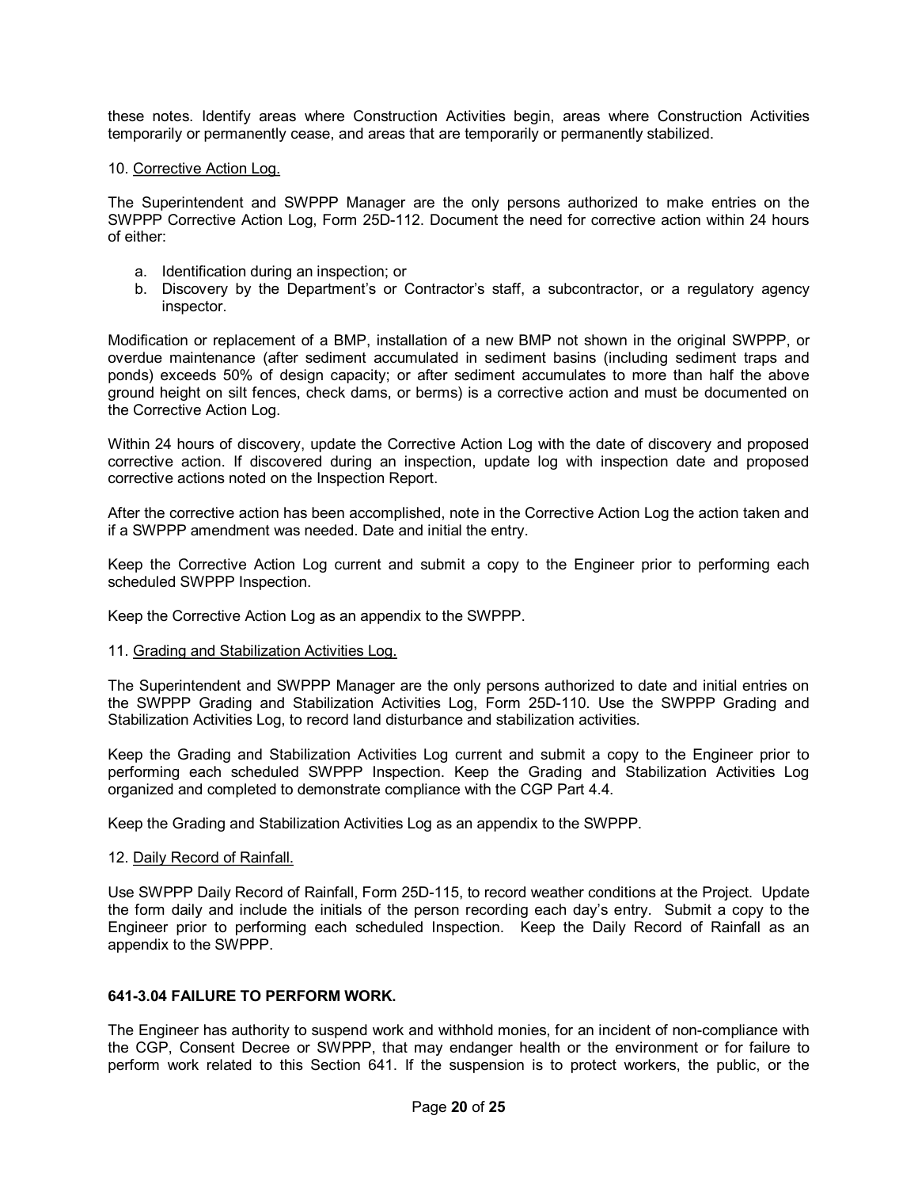these notes. Identify areas where Construction Activities begin, areas where Construction Activities temporarily or permanently cease, and areas that are temporarily or permanently stabilized.

10. <u>Corrective Action Log.</u>

The Superintendent and SWPPP Manager are the only persons authorized to make entries on the SWPPP Corrective Action Log, Form 25D-112. Document the need for corrective action within 24 hours of either:

a. Identification during an inspection; or
b. Discovery by the Department's or Contractor's staff, a subcontractor, or a regulatory agency inspector.

Modification or replacement of a BMP, installation of a new BMP not shown in the original SWPPP, or overdue maintenance (after sediment accumulated in sediment basins (including sediment traps and ponds) exceeds 50% of design capacity; or after sediment accumulates to more than half the above ground height on silt fences, check dams, or berms) is a corrective action and must be documented on the Corrective Action Log.

Within 24 hours of discovery, update the Corrective Action Log with the date of discovery and proposed corrective action. If discovered during an inspection, update log with inspection date and proposed corrective actions noted on the Inspection Report.

After the corrective action has been accomplished, note in the Corrective Action Log the action taken and if a SWPPP amendment was needed. Date and initial the entry.

Keep the Corrective Action Log current and submit a copy to the Engineer prior to performing each scheduled SWPPP Inspection.

Keep the Corrective Action Log as an appendix to the SWPPP.

11. <u>Grading and Stabilization Activities Log.</u>

The Superintendent and SWPPP Manager are the only persons authorized to date and initial entries on the SWPPP Grading and Stabilization Activities Log, Form 25D-110. Use the SWPPP Grading and Stabilization Activities Log, to record land disturbance and stabilization activities.

Keep the Grading and Stabilization Activities Log current and submit a copy to the Engineer prior to performing each scheduled SWPPP Inspection. Keep the Grading and Stabilization Activities Log organized and completed to demonstrate compliance with the CGP Part 4.4.

Keep the Grading and Stabilization Activities Log as an appendix to the SWPPP.

12. <u>Daily Record of Rainfall.</u>

Use SWPPP Daily Record of Rainfall, Form 25D-115, to record weather conditions at the Project. Update the form daily and include the initials of the person recording each day's entry. Submit a copy to the Engineer prior to performing each scheduled Inspection. Keep the Daily Record of Rainfall as an appendix to the SWPPP.

**641-3.04 FAILURE TO PERFORM WORK.**

The Engineer has authority to suspend work and withhold monies, for an incident of non-compliance with the CGP, Consent Decree or SWPPP, that may endanger health or the environment or for failure to perform work related to this Section 641. If the suspension is to protect workers, the public, or the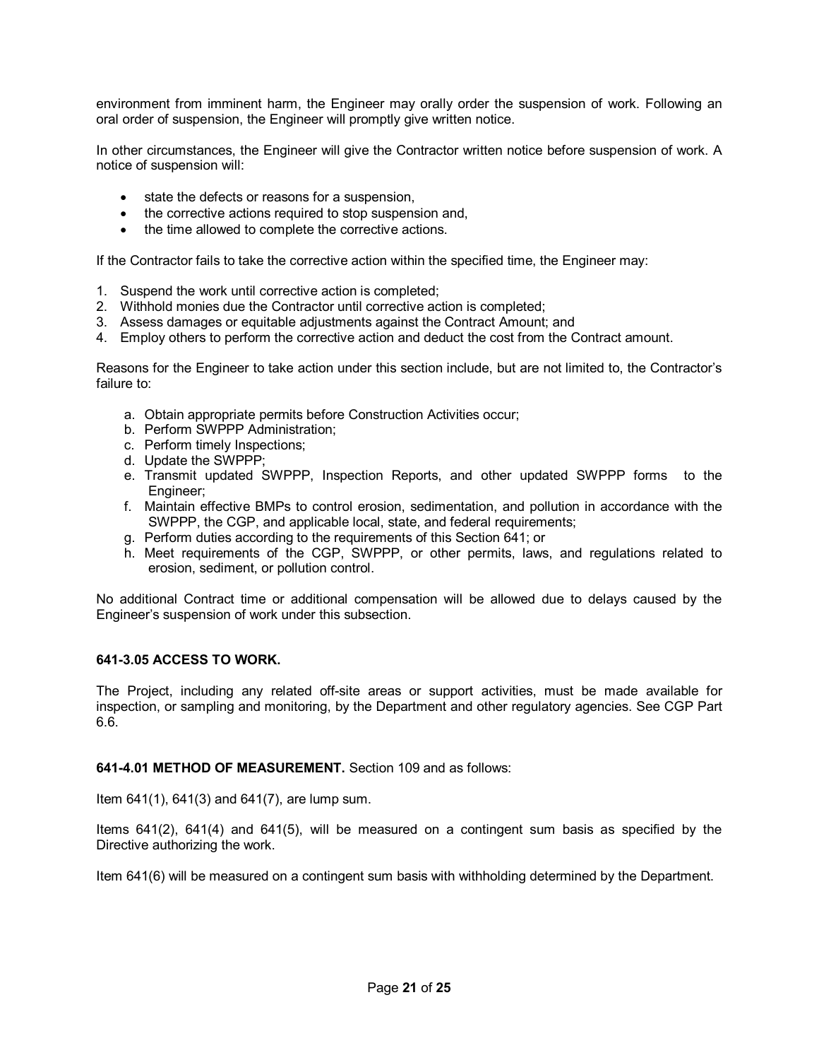environment from imminent harm, the Engineer may orally order the suspension of work. Following an oral order of suspension, the Engineer will promptly give written notice.

In other circumstances, the Engineer will give the Contractor written notice before suspension of work. A notice of suspension will:

- state the defects or reasons for a suspension,
- the corrective actions required to stop suspension and,
- the time allowed to complete the corrective actions.

If the Contractor fails to take the corrective action within the specified time, the Engineer may:

1. Suspend the work until corrective action is completed;
2. Withhold monies due the Contractor until corrective action is completed;
3. Assess damages or equitable adjustments against the Contract Amount; and
4. Employ others to perform the corrective action and deduct the cost from the Contract amount.

Reasons for the Engineer to take action under this section include, but are not limited to, the Contractor's failure to:

a. Obtain appropriate permits before Construction Activities occur;
b. Perform SWPPP Administration;
c. Perform timely Inspections;
d. Update the SWPPP;
e. Transmit updated SWPPP, Inspection Reports, and other updated SWPPP forms to the Engineer;
f. Maintain effective BMPs to control erosion, sedimentation, and pollution in accordance with the SWPPP, the CGP, and applicable local, state, and federal requirements;
g. Perform duties according to the requirements of this Section 641; or
h. Meet requirements of the CGP, SWPPP, or other permits, laws, and regulations related to erosion, sediment, or pollution control.

No additional Contract time or additional compensation will be allowed due to delays caused by the Engineer's suspension of work under this subsection.

**641-3.05 ACCESS TO WORK.**

The Project, including any related off-site areas or support activities, must be made available for inspection, or sampling and monitoring, by the Department and other regulatory agencies. See CGP Part 6.6.

**641-4.01 METHOD OF MEASUREMENT.** Section 109 and as follows:

Item 641(1), 641(3) and 641(7), are lump sum.

Items 641(2), 641(4) and 641(5), will be measured on a contingent sum basis as specified by the Directive authorizing the work.

Item 641(6) will be measured on a contingent sum basis with withholding determined by the Department.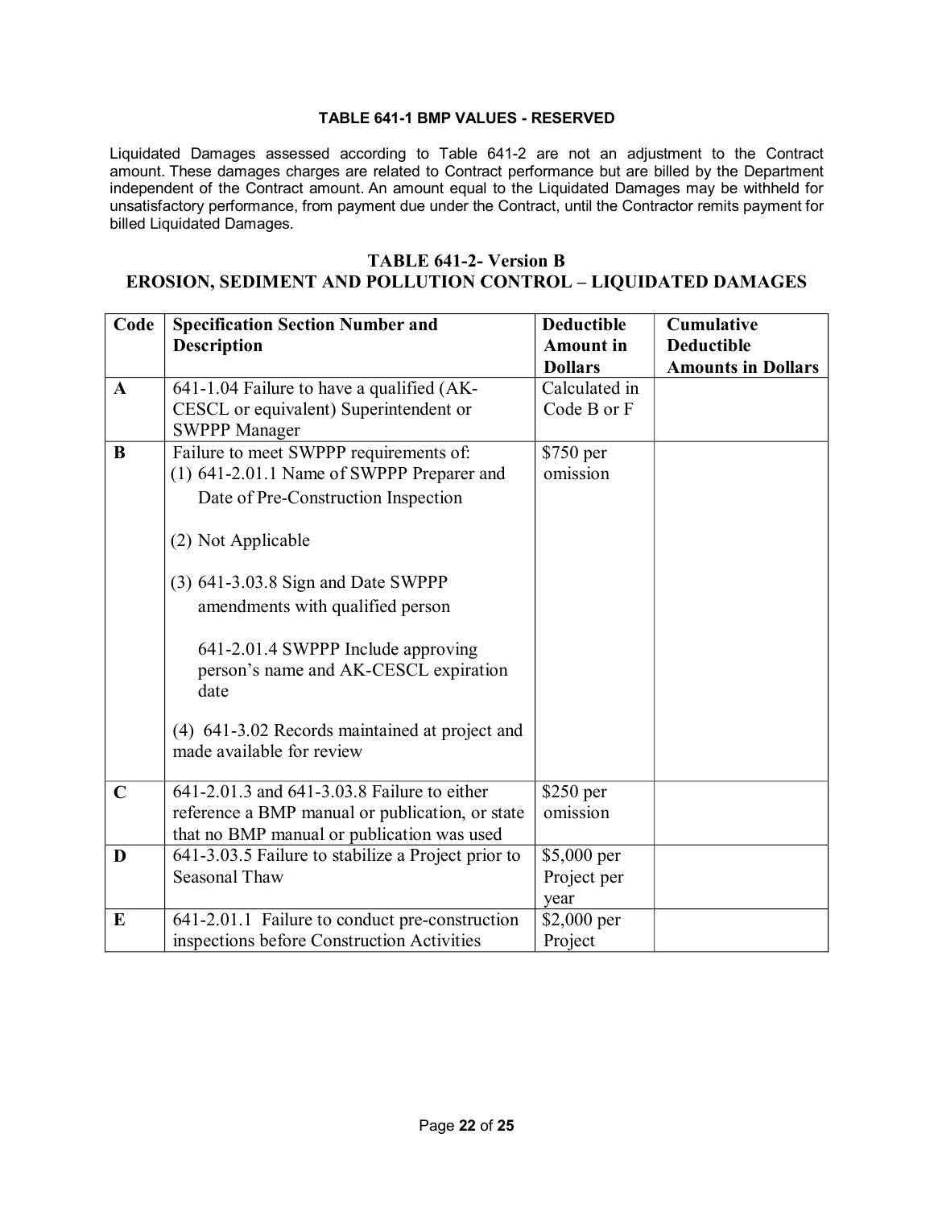**TABLE 641-1 BMP VALUES - RESERVED**

Liquidated Damages assessed according to Table 641-2 are not an adjustment to the Contract amount. These damages charges are related to Contract performance but are billed by the Department independent of the Contract amount. An amount equal to the Liquidated Damages may be withheld for unsatisfactory performance, from payment due under the Contract, until the Contractor remits payment for billed Liquidated Damages.

## TABLE 641-2- Version B
## EROSION, SEDIMENT AND POLLUTION CONTROL – LIQUIDATED DAMAGES

| Code | Specification Section Number and Description | Deductible Amount in Dollars | Cumulative Deductible Amounts in Dollars |
|---|---|---|---|
| **A** | 641-1.04 Failure to have a qualified (AK-CESCL or equivalent) Superintendent or SWPPP Manager | Calculated in Code B or F | |
| **B** | Failure to meet SWPPP requirements of:<br>(1) 641-2.01.1 Name of SWPPP Preparer and Date of Pre-Construction Inspection<br><br>(2) Not Applicable<br><br>(3) 641-3.03.8 Sign and Date SWPPP amendments with qualified person<br><br>641-2.01.4 SWPPP Include approving person's name and AK-CESCL expiration date<br><br>(4) 641-3.02 Records maintained at project and made available for review | $750 per omission | |
| **C** | 641-2.01.3 and 641-3.03.8 Failure to either reference a BMP manual or publication, or state that no BMP manual or publication was used | $250 per omission | |
| **D** | 641-3.03.5 Failure to stabilize a Project prior to Seasonal Thaw | $5,000 per Project per year | |
| **E** | 641-2.01.1 Failure to conduct pre-construction inspections before Construction Activities | $2,000 per Project | |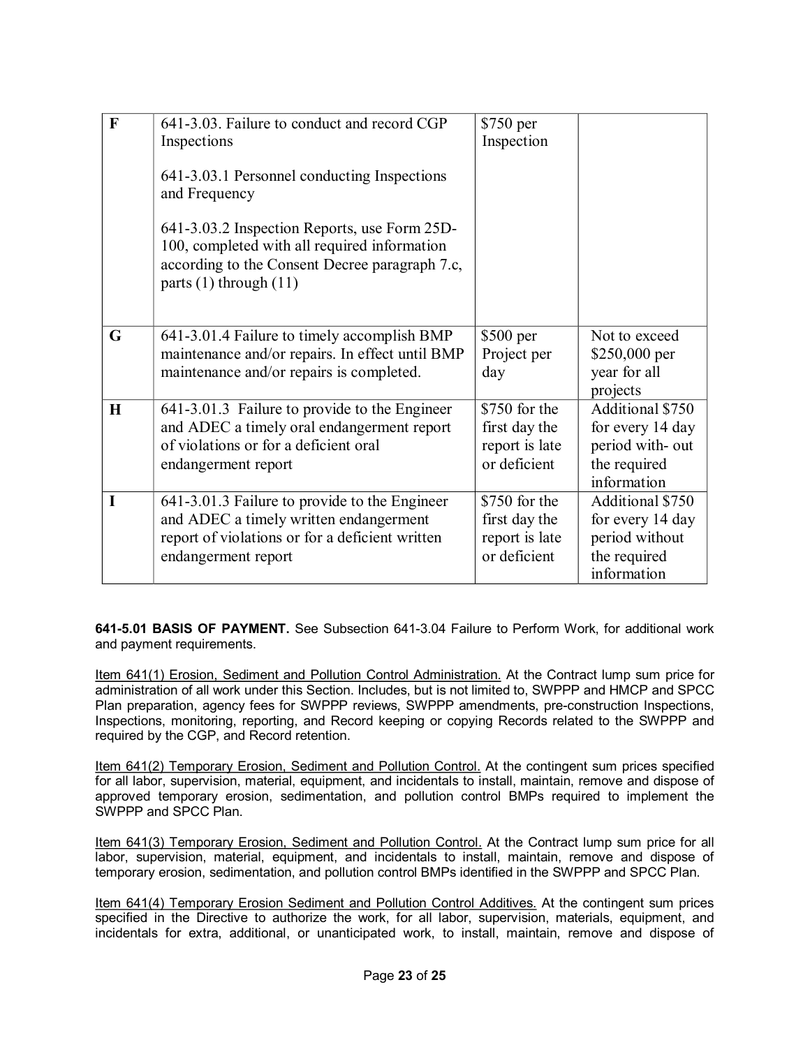| F | 641-3.03. Failure to conduct and record CGP Inspections<br><br>641-3.03.1 Personnel conducting Inspections and Frequency<br><br>641-3.03.2 Inspection Reports, use Form 25D-100, completed with all required information according to the Consent Decree paragraph 7.c, parts (1) through (11) | $750 per Inspection | |
|---|---|---|---|
| G | 641-3.01.4 Failure to timely accomplish BMP maintenance and/or repairs. In effect until BMP maintenance and/or repairs is completed. | $500 per Project per day | Not to exceed $250,000 per year for all projects |
| H | 641-3.01.3 Failure to provide to the Engineer and ADEC a timely oral endangerment report of violations or for a deficient oral endangerment report | $750 for the first day the report is late or deficient | Additional $750 for every 14 day period with- out the required information |
| I | 641-3.01.3 Failure to provide to the Engineer and ADEC a timely written endangerment report of violations or for a deficient written endangerment report | $750 for the first day the report is late or deficient | Additional $750 for every 14 day period without the required information |

**641-5.01 BASIS OF PAYMENT.** See Subsection 641-3.04 Failure to Perform Work, for additional work and payment requirements.

Item 641(1) Erosion, Sediment and Pollution Control Administration. At the Contract lump sum price for administration of all work under this Section. Includes, but is not limited to, SWPPP and HMCP and SPCC Plan preparation, agency fees for SWPPP reviews, SWPPP amendments, pre-construction Inspections, Inspections, monitoring, reporting, and Record keeping or copying Records related to the SWPPP and required by the CGP, and Record retention.

Item 641(2) Temporary Erosion, Sediment and Pollution Control. At the contingent sum prices specified for all labor, supervision, material, equipment, and incidentals to install, maintain, remove and dispose of approved temporary erosion, sedimentation, and pollution control BMPs required to implement the SWPPP and SPCC Plan.

Item 641(3) Temporary Erosion, Sediment and Pollution Control. At the Contract lump sum price for all labor, supervision, material, equipment, and incidentals to install, maintain, remove and dispose of temporary erosion, sedimentation, and pollution control BMPs identified in the SWPPP and SPCC Plan.

Item 641(4) Temporary Erosion Sediment and Pollution Control Additives. At the contingent sum prices specified in the Directive to authorize the work, for all labor, supervision, materials, equipment, and incidentals for extra, additional, or unanticipated work, to install, maintain, remove and dispose of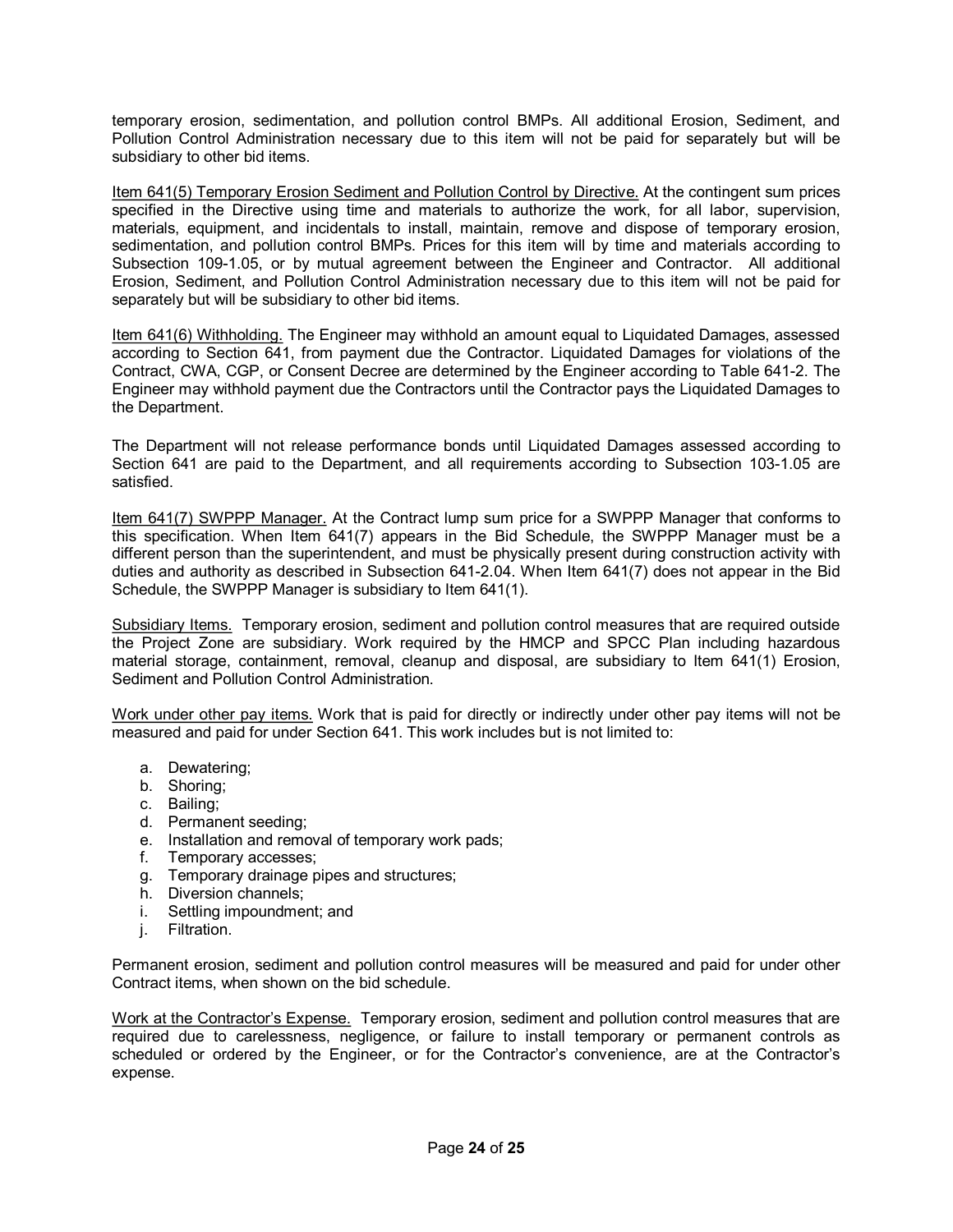temporary erosion, sedimentation, and pollution control BMPs. All additional Erosion, Sediment, and Pollution Control Administration necessary due to this item will not be paid for separately but will be subsidiary to other bid items.

Item 641(5) Temporary Erosion Sediment and Pollution Control by Directive. At the contingent sum prices specified in the Directive using time and materials to authorize the work, for all labor, supervision, materials, equipment, and incidentals to install, maintain, remove and dispose of temporary erosion, sedimentation, and pollution control BMPs. Prices for this item will by time and materials according to Subsection 109-1.05, or by mutual agreement between the Engineer and Contractor. All additional Erosion, Sediment, and Pollution Control Administration necessary due to this item will not be paid for separately but will be subsidiary to other bid items.

Item 641(6) Withholding. The Engineer may withhold an amount equal to Liquidated Damages, assessed according to Section 641, from payment due the Contractor. Liquidated Damages for violations of the Contract, CWA, CGP, or Consent Decree are determined by the Engineer according to Table 641-2. The Engineer may withhold payment due the Contractors until the Contractor pays the Liquidated Damages to the Department.

The Department will not release performance bonds until Liquidated Damages assessed according to Section 641 are paid to the Department, and all requirements according to Subsection 103-1.05 are satisfied.

Item 641(7) SWPPP Manager. At the Contract lump sum price for a SWPPP Manager that conforms to this specification. When Item 641(7) appears in the Bid Schedule, the SWPPP Manager must be a different person than the superintendent, and must be physically present during construction activity with duties and authority as described in Subsection 641-2.04. When Item 641(7) does not appear in the Bid Schedule, the SWPPP Manager is subsidiary to Item 641(1).

Subsidiary Items. Temporary erosion, sediment and pollution control measures that are required outside the Project Zone are subsidiary. Work required by the HMCP and SPCC Plan including hazardous material storage, containment, removal, cleanup and disposal, are subsidiary to Item 641(1) Erosion, Sediment and Pollution Control Administration.

Work under other pay items. Work that is paid for directly or indirectly under other pay items will not be measured and paid for under Section 641. This work includes but is not limited to:

a. Dewatering;
b. Shoring;
c. Bailing;
d. Permanent seeding;
e. Installation and removal of temporary work pads;
f. Temporary accesses;
g. Temporary drainage pipes and structures;
h. Diversion channels;
i. Settling impoundment; and
j. Filtration.

Permanent erosion, sediment and pollution control measures will be measured and paid for under other Contract items, when shown on the bid schedule.

Work at the Contractor's Expense. Temporary erosion, sediment and pollution control measures that are required due to carelessness, negligence, or failure to install temporary or permanent controls as scheduled or ordered by the Engineer, or for the Contractor's convenience, are at the Contractor's expense.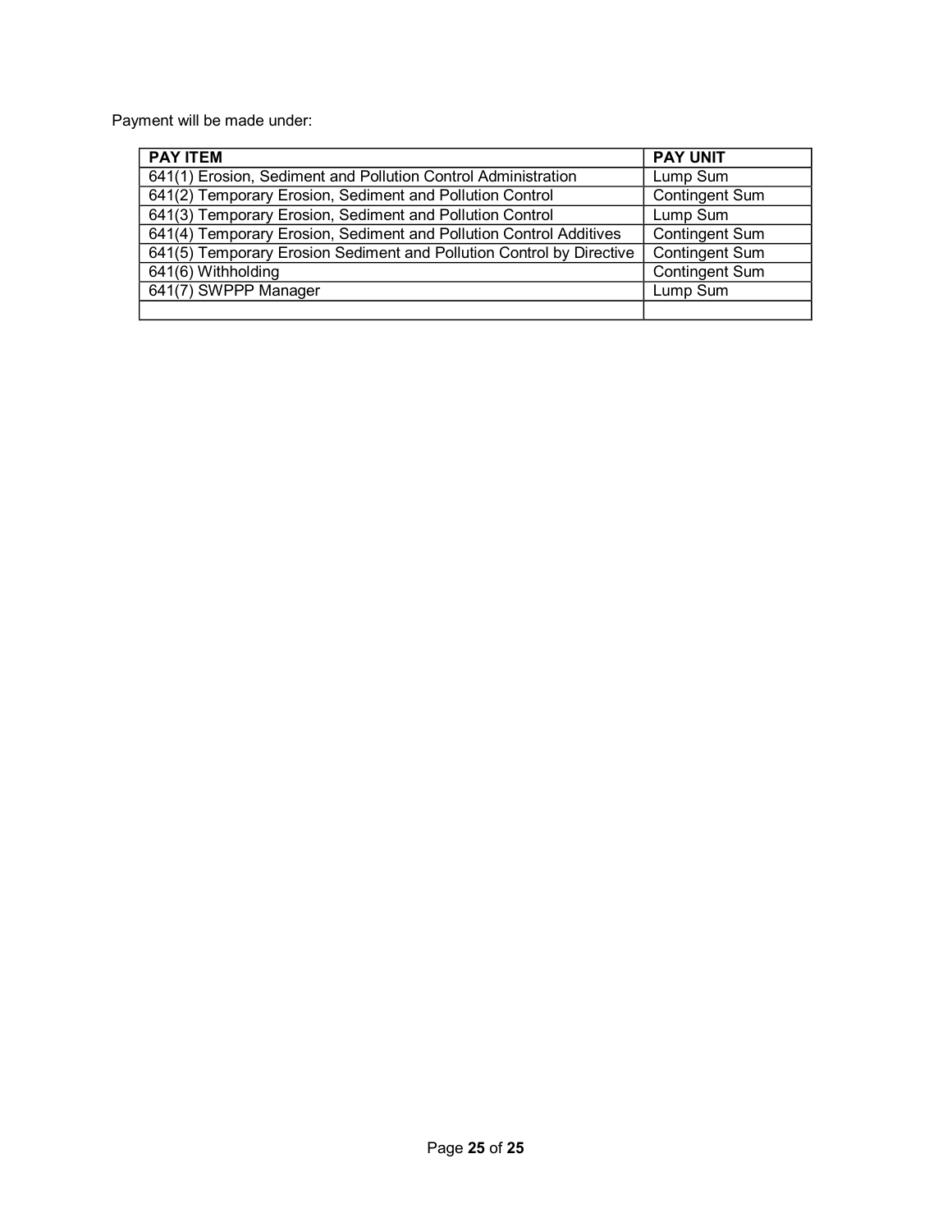Payment will be made under:

| PAY ITEM | PAY UNIT |
| --- | --- |
| 641(1) Erosion, Sediment and Pollution Control Administration | Lump Sum |
| 641(2) Temporary Erosion, Sediment and Pollution Control | Contingent Sum |
| 641(3) Temporary Erosion, Sediment and Pollution Control | Lump Sum |
| 641(4) Temporary Erosion, Sediment and Pollution Control Additives | Contingent Sum |
| 641(5) Temporary Erosion Sediment and Pollution Control by Directive | Contingent Sum |
| 641(6) Withholding | Contingent Sum |
| 641(7) SWPPP Manager | Lump Sum |
| | |